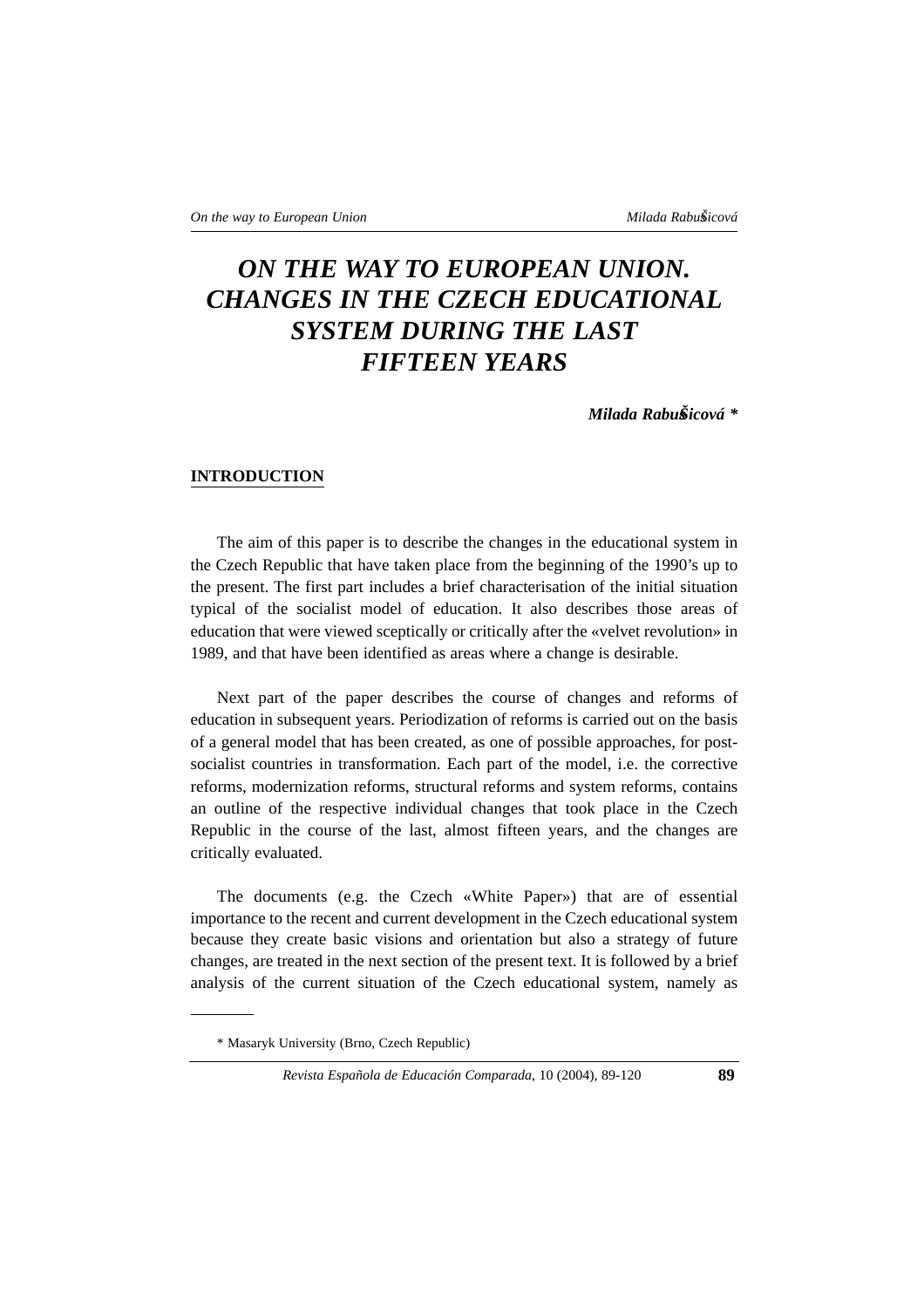# ON THE WAY TO EUROPEAN UNION. CHANGES IN THE CZECH EDUCATIONAL SYSTEM DURING THE LAST FIFTEEN YEARS

***Milada Rabušicová \****

## INTRODUCTION

The aim of this paper is to describe the changes in the educational system in the Czech Republic that have taken place from the beginning of the 1990's up to the present. The first part includes a brief characterisation of the initial situation typical of the socialist model of education. It also describes those areas of education that were viewed sceptically or critically after the «velvet revolution» in 1989, and that have been identified as areas where a change is desirable.

Next part of the paper describes the course of changes and reforms of education in subsequent years. Periodization of reforms is carried out on the basis of a general model that has been created, as one of possible approaches, for post-socialist countries in transformation. Each part of the model, i.e. the corrective reforms, modernization reforms, structural reforms and system reforms, contains an outline of the respective individual changes that took place in the Czech Republic in the course of the last, almost fifteen years, and the changes are critically evaluated.

The documents (e.g. the Czech «White Paper») that are of essential importance to the recent and current development in the Czech educational system because they create basic visions and orientation but also a strategy of future changes, are treated in the next section of the present text. It is followed by a brief analysis of the current situation of the Czech educational system, namely as

\* Masaryk University (Brno, Czech Republic)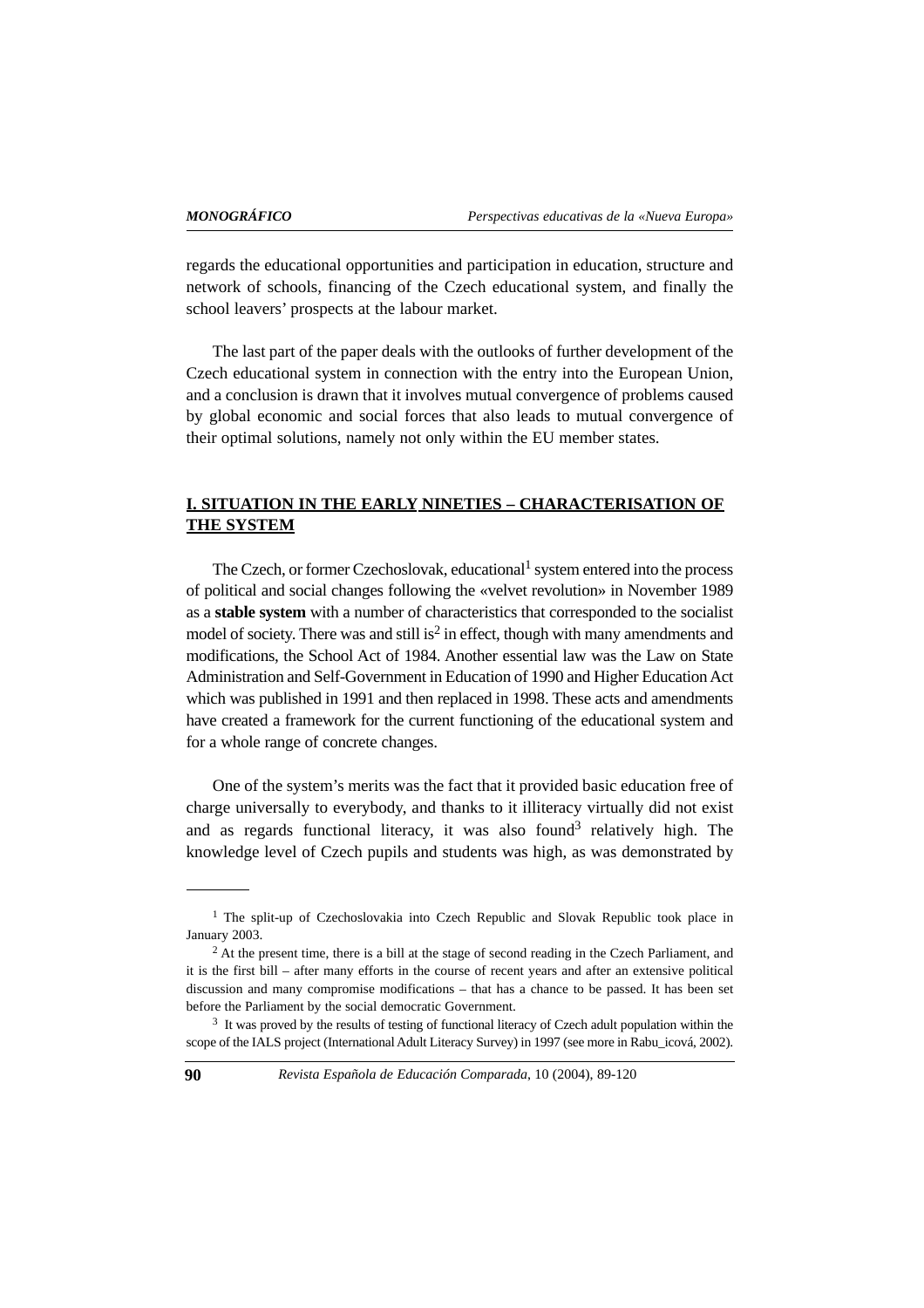regards the educational opportunities and participation in education, structure and network of schools, financing of the Czech educational system, and finally the school leavers' prospects at the labour market.

The last part of the paper deals with the outlooks of further development of the Czech educational system in connection with the entry into the European Union, and a conclusion is drawn that it involves mutual convergence of problems caused by global economic and social forces that also leads to mutual convergence of their optimal solutions, namely not only within the EU member states.

## I. SITUATION IN THE EARLY NINETIES – CHARACTERISATION OF THE SYSTEM

The Czech, or former Czechoslovak, educational[1] system entered into the process of political and social changes following the «velvet revolution» in November 1989 as a **stable system** with a number of characteristics that corresponded to the socialist model of society. There was and still is[2] in effect, though with many amendments and modifications, the School Act of 1984. Another essential law was the Law on State Administration and Self-Government in Education of 1990 and Higher Education Act which was published in 1991 and then replaced in 1998. These acts and amendments have created a framework for the current functioning of the educational system and for a whole range of concrete changes.

One of the system's merits was the fact that it provided basic education free of charge universally to everybody, and thanks to it illiteracy virtually did not exist and as regards functional literacy, it was also found[3] relatively high. The knowledge level of Czech pupils and students was high, as was demonstrated by

---

[1] The split-up of Czechoslovakia into Czech Republic and Slovak Republic took place in January 2003.

[2] At the present time, there is a bill at the stage of second reading in the Czech Parliament, and it is the first bill – after many efforts in the course of recent years and after an extensive political discussion and many compromise modifications – that has a chance to be passed. It has been set before the Parliament by the social democratic Government.

[3] It was proved by the results of testing of functional literacy of Czech adult population within the scope of the IALS project (International Adult Literacy Survey) in 1997 (see more in Rabu_icová, 2002).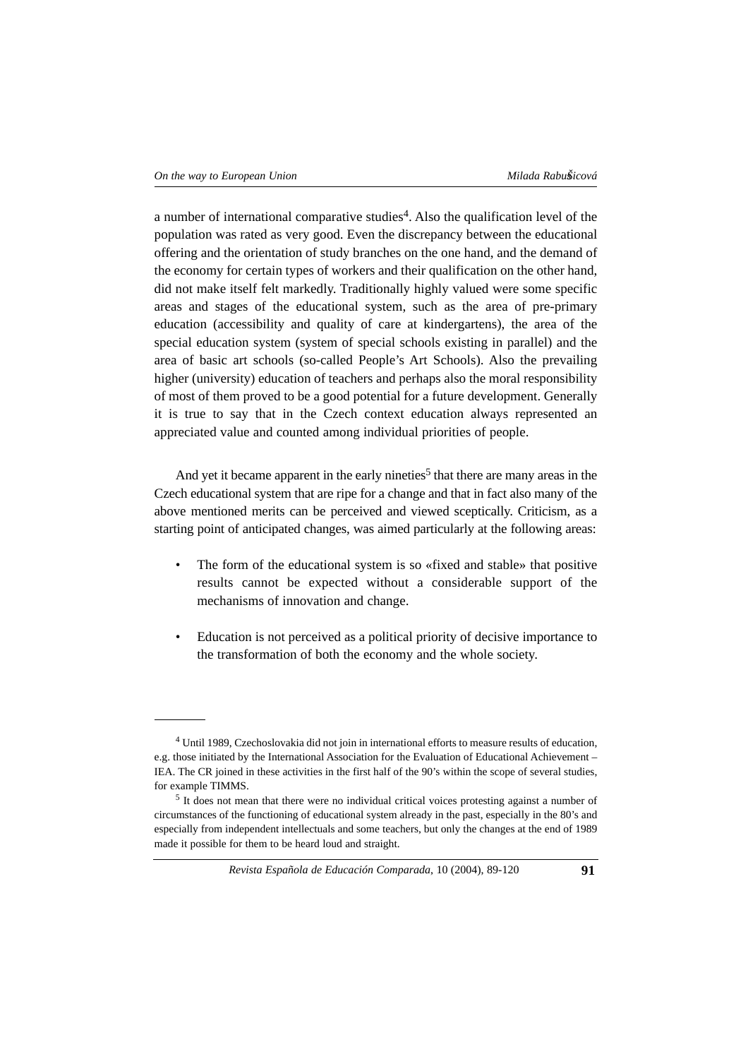a number of international comparative studies[4]. Also the qualification level of the population was rated as very good. Even the discrepancy between the educational offering and the orientation of study branches on the one hand, and the demand of the economy for certain types of workers and their qualification on the other hand, did not make itself felt markedly. Traditionally highly valued were some specific areas and stages of the educational system, such as the area of pre-primary education (accessibility and quality of care at kindergartens), the area of the special education system (system of special schools existing in parallel) and the area of basic art schools (so-called People's Art Schools). Also the prevailing higher (university) education of teachers and perhaps also the moral responsibility of most of them proved to be a good potential for a future development. Generally it is true to say that in the Czech context education always represented an appreciated value and counted among individual priorities of people.

And yet it became apparent in the early nineties[5] that there are many areas in the Czech educational system that are ripe for a change and that in fact also many of the above mentioned merits can be perceived and viewed sceptically. Criticism, as a starting point of anticipated changes, was aimed particularly at the following areas:

- The form of the educational system is so «fixed and stable» that positive results cannot be expected without a considerable support of the mechanisms of innovation and change.

- Education is not perceived as a political priority of decisive importance to the transformation of both the economy and the whole society.

---

[4] Until 1989, Czechoslovakia did not join in international efforts to measure results of education, e.g. those initiated by the International Association for the Evaluation of Educational Achievement – IEA. The CR joined in these activities in the first half of the 90's within the scope of several studies, for example TIMMS.

[5] It does not mean that there were no individual critical voices protesting against a number of circumstances of the functioning of educational system already in the past, especially in the 80's and especially from independent intellectuals and some teachers, but only the changes at the end of 1989 made it possible for them to be heard loud and straight.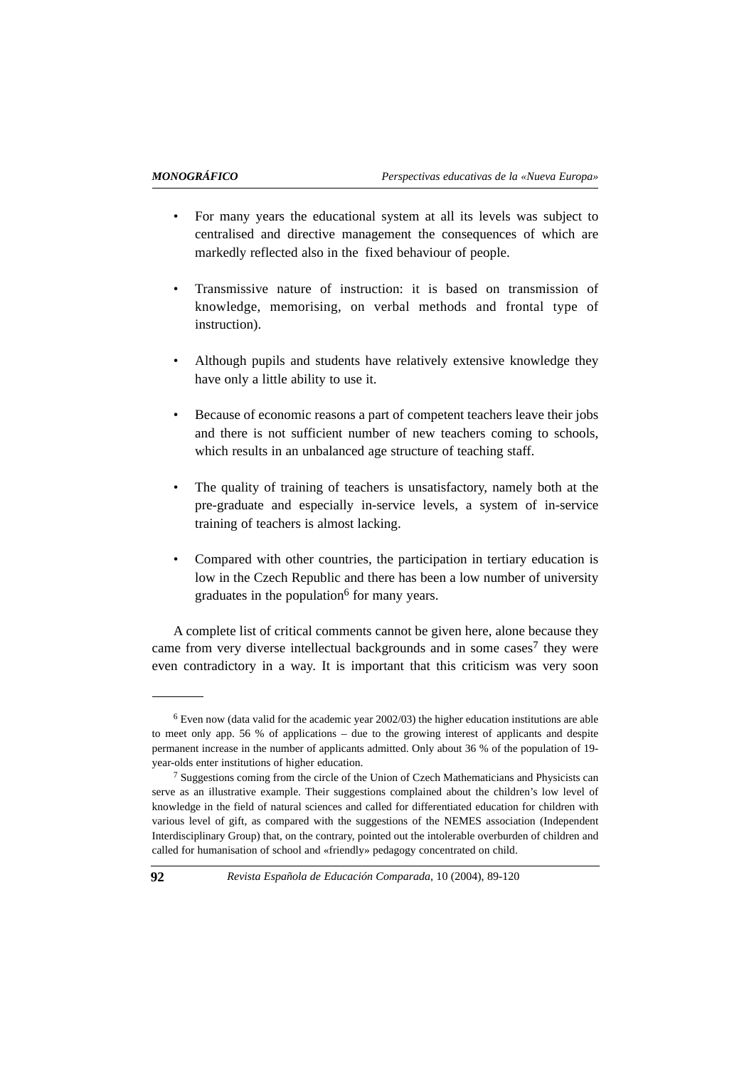- For many years the educational system at all its levels was subject to centralised and directive management the consequences of which are markedly reflected also in the fixed behaviour of people.

- Transmissive nature of instruction: it is based on transmission of knowledge, memorising, on verbal methods and frontal type of instruction).

- Although pupils and students have relatively extensive knowledge they have only a little ability to use it.

- Because of economic reasons a part of competent teachers leave their jobs and there is not sufficient number of new teachers coming to schools, which results in an unbalanced age structure of teaching staff.

- The quality of training of teachers is unsatisfactory, namely both at the pre-graduate and especially in-service levels, a system of in-service training of teachers is almost lacking.

- Compared with other countries, the participation in tertiary education is low in the Czech Republic and there has been a low number of university graduates in the population[6] for many years.

A complete list of critical comments cannot be given here, alone because they came from very diverse intellectual backgrounds and in some cases[7] they were even contradictory in a way. It is important that this criticism was very soon

---

[6] Even now (data valid for the academic year 2002/03) the higher education institutions are able to meet only app. 56 % of applications – due to the growing interest of applicants and despite permanent increase in the number of applicants admitted. Only about 36 % of the population of 19-year-olds enter institutions of higher education.

[7] Suggestions coming from the circle of the Union of Czech Mathematicians and Physicists can serve as an illustrative example. Their suggestions complained about the children's low level of knowledge in the field of natural sciences and called for differentiated education for children with various level of gift, as compared with the suggestions of the NEMES association (Independent Interdisciplinary Group) that, on the contrary, pointed out the intolerable overburden of children and called for humanisation of school and «friendly» pedagogy concentrated on child.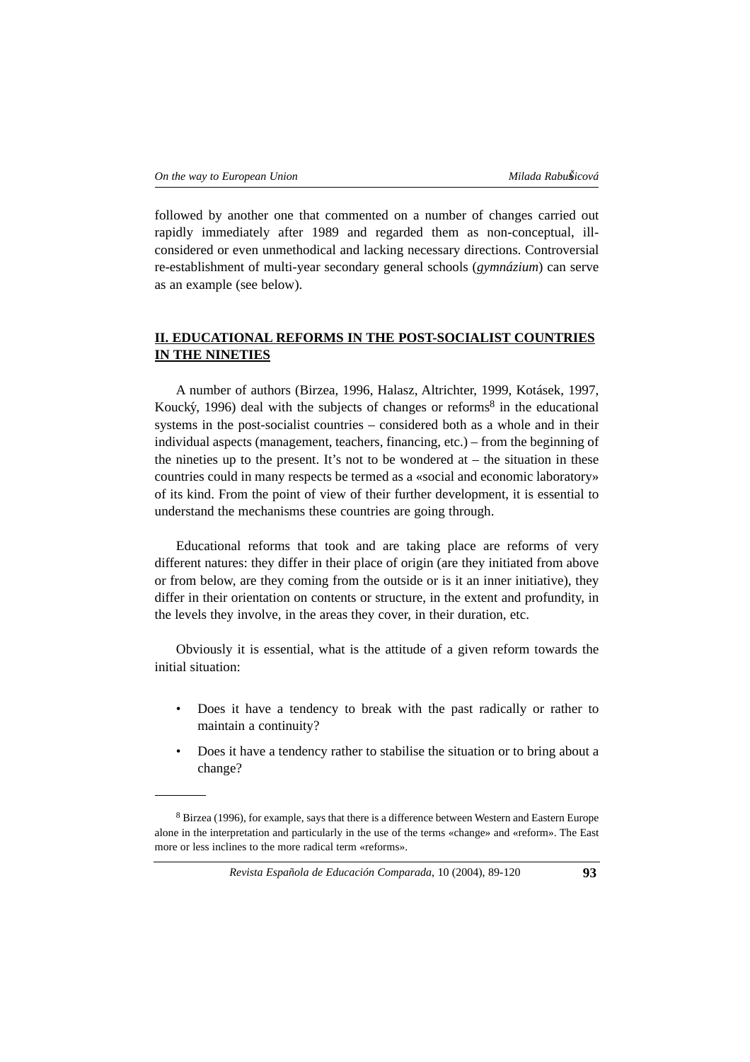followed by another one that commented on a number of changes carried out rapidly immediately after 1989 and regarded them as non-conceptual, ill-considered or even unmethodical and lacking necessary directions. Controversial re-establishment of multi-year secondary general schools (*gymnázium*) can serve as an example (see below).

## II. EDUCATIONAL REFORMS IN THE POST-SOCIALIST COUNTRIES IN THE NINETIES

A number of authors (Birzea, 1996, Halasz, Altrichter, 1999, Kotásek, 1997, Koucký, 1996) deal with the subjects of changes or reforms[8] in the educational systems in the post-socialist countries – considered both as a whole and in their individual aspects (management, teachers, financing, etc.) – from the beginning of the nineties up to the present. It's not to be wondered at – the situation in these countries could in many respects be termed as a «social and economic laboratory» of its kind. From the point of view of their further development, it is essential to understand the mechanisms these countries are going through.

Educational reforms that took and are taking place are reforms of very different natures: they differ in their place of origin (are they initiated from above or from below, are they coming from the outside or is it an inner initiative), they differ in their orientation on contents or structure, in the extent and profundity, in the levels they involve, in the areas they cover, in their duration, etc.

Obviously it is essential, what is the attitude of a given reform towards the initial situation:

- Does it have a tendency to break with the past radically or rather to maintain a continuity?
- Does it have a tendency rather to stabilise the situation or to bring about a change?

---

[8] Birzea (1996), for example, says that there is a difference between Western and Eastern Europe alone in the interpretation and particularly in the use of the terms «change» and «reform». The East more or less inclines to the more radical term «reforms».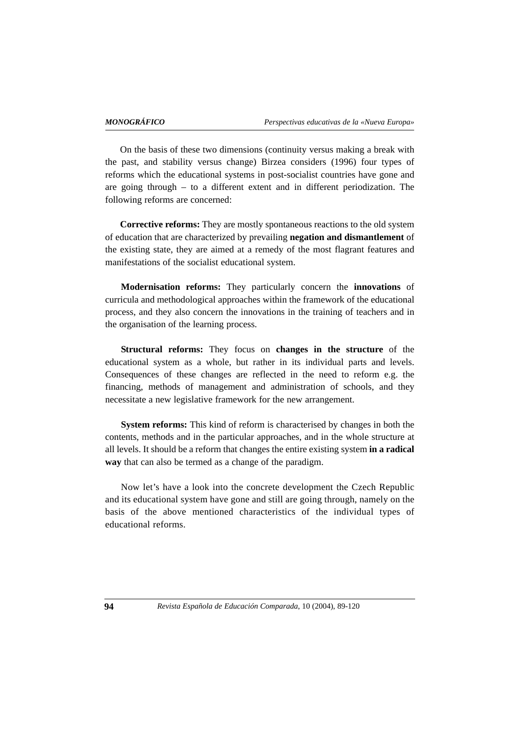On the basis of these two dimensions (continuity versus making a break with the past, and stability versus change) Birzea considers (1996) four types of reforms which the educational systems in post-socialist countries have gone and are going through – to a different extent and in different periodization. The following reforms are concerned:

**Corrective reforms:** They are mostly spontaneous reactions to the old system of education that are characterized by prevailing **negation and dismantlement** of the existing state, they are aimed at a remedy of the most flagrant features and manifestations of the socialist educational system.

**Modernisation reforms:** They particularly concern the **innovations** of curricula and methodological approaches within the framework of the educational process, and they also concern the innovations in the training of teachers and in the organisation of the learning process.

**Structural reforms:** They focus on **changes in the structure** of the educational system as a whole, but rather in its individual parts and levels. Consequences of these changes are reflected in the need to reform e.g. the financing, methods of management and administration of schools, and they necessitate a new legislative framework for the new arrangement.

**System reforms:** This kind of reform is characterised by changes in both the contents, methods and in the particular approaches, and in the whole structure at all levels. It should be a reform that changes the entire existing system **in a radical way** that can also be termed as a change of the paradigm.

Now let's have a look into the concrete development the Czech Republic and its educational system have gone and still are going through, namely on the basis of the above mentioned characteristics of the individual types of educational reforms.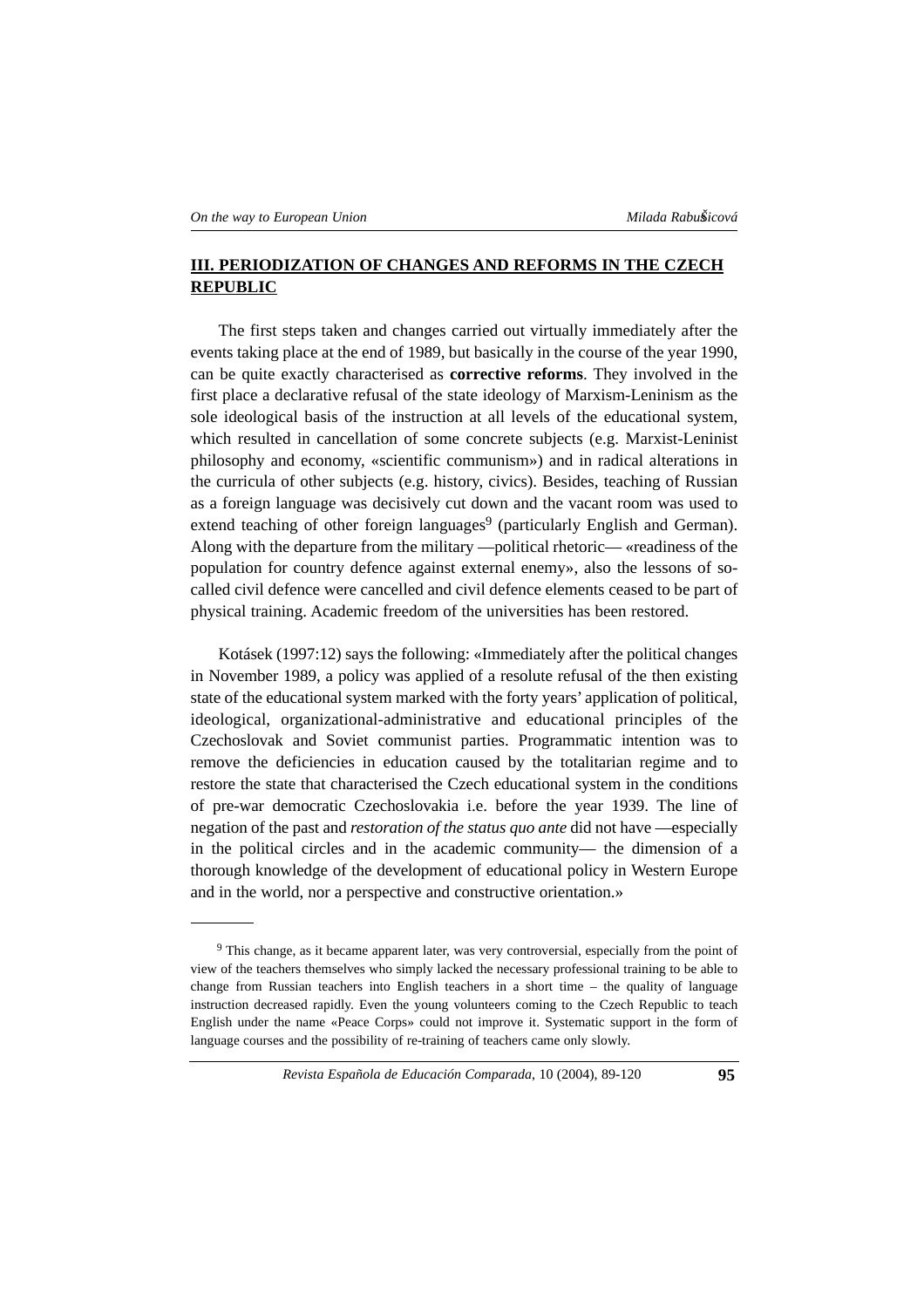## III. PERIODIZATION OF CHANGES AND REFORMS IN THE CZECH REPUBLIC

The first steps taken and changes carried out virtually immediately after the events taking place at the end of 1989, but basically in the course of the year 1990, can be quite exactly characterised as **corrective reforms**. They involved in the first place a declarative refusal of the state ideology of Marxism-Leninism as the sole ideological basis of the instruction at all levels of the educational system, which resulted in cancellation of some concrete subjects (e.g. Marxist-Leninist philosophy and economy, «scientific communism») and in radical alterations in the curricula of other subjects (e.g. history, civics). Besides, teaching of Russian as a foreign language was decisively cut down and the vacant room was used to extend teaching of other foreign languages[9] (particularly English and German). Along with the departure from the military —political rhetoric— «readiness of the population for country defence against external enemy», also the lessons of so-called civil defence were cancelled and civil defence elements ceased to be part of physical training. Academic freedom of the universities has been restored.

Kotásek (1997:12) says the following: «Immediately after the political changes in November 1989, a policy was applied of a resolute refusal of the then existing state of the educational system marked with the forty years' application of political, ideological, organizational-administrative and educational principles of the Czechoslovak and Soviet communist parties. Programmatic intention was to remove the deficiencies in education caused by the totalitarian regime and to restore the state that characterised the Czech educational system in the conditions of pre-war democratic Czechoslovakia i.e. before the year 1939. The line of negation of the past and *restoration of the status quo ante* did not have —especially in the political circles and in the academic community— the dimension of a thorough knowledge of the development of educational policy in Western Europe and in the world, nor a perspective and constructive orientation.»

---

[9] This change, as it became apparent later, was very controversial, especially from the point of view of the teachers themselves who simply lacked the necessary professional training to be able to change from Russian teachers into English teachers in a short time – the quality of language instruction decreased rapidly. Even the young volunteers coming to the Czech Republic to teach English under the name «Peace Corps» could not improve it. Systematic support in the form of language courses and the possibility of re-training of teachers came only slowly.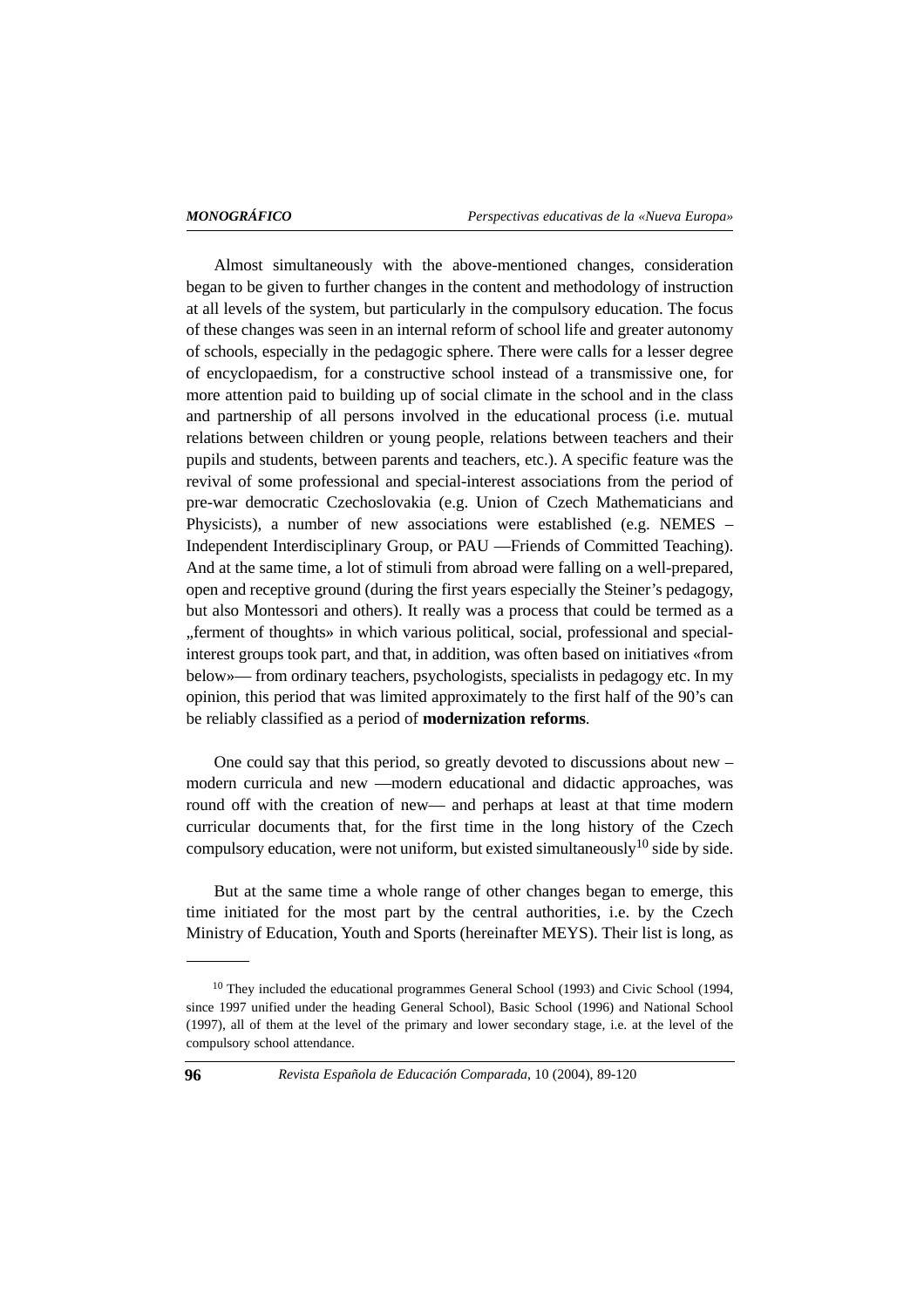Almost simultaneously with the above-mentioned changes, consideration began to be given to further changes in the content and methodology of instruction at all levels of the system, but particularly in the compulsory education. The focus of these changes was seen in an internal reform of school life and greater autonomy of schools, especially in the pedagogic sphere. There were calls for a lesser degree of encyclopaedism, for a constructive school instead of a transmissive one, for more attention paid to building up of social climate in the school and in the class and partnership of all persons involved in the educational process (i.e. mutual relations between children or young people, relations between teachers and their pupils and students, between parents and teachers, etc.). A specific feature was the revival of some professional and special-interest associations from the period of pre-war democratic Czechoslovakia (e.g. Union of Czech Mathematicians and Physicists), a number of new associations were established (e.g. NEMES – Independent Interdisciplinary Group, or PAU —Friends of Committed Teaching). And at the same time, a lot of stimuli from abroad were falling on a well-prepared, open and receptive ground (during the first years especially the Steiner's pedagogy, but also Montessori and others). It really was a process that could be termed as a „ferment of thoughts» in which various political, social, professional and special-interest groups took part, and that, in addition, was often based on initiatives «from below»— from ordinary teachers, psychologists, specialists in pedagogy etc. In my opinion, this period that was limited approximately to the first half of the 90's can be reliably classified as a period of **modernization reforms**.

One could say that this period, so greatly devoted to discussions about new – modern curricula and new —modern educational and didactic approaches, was round off with the creation of new— and perhaps at least at that time modern curricular documents that, for the first time in the long history of the Czech compulsory education, were not uniform, but existed simultaneously[10] side by side.

But at the same time a whole range of other changes began to emerge, this time initiated for the most part by the central authorities, i.e. by the Czech Ministry of Education, Youth and Sports (hereinafter MEYS). Their list is long, as

---

[10] They included the educational programmes General School (1993) and Civic School (1994, since 1997 unified under the heading General School), Basic School (1996) and National School (1997), all of them at the level of the primary and lower secondary stage, i.e. at the level of the compulsory school attendance.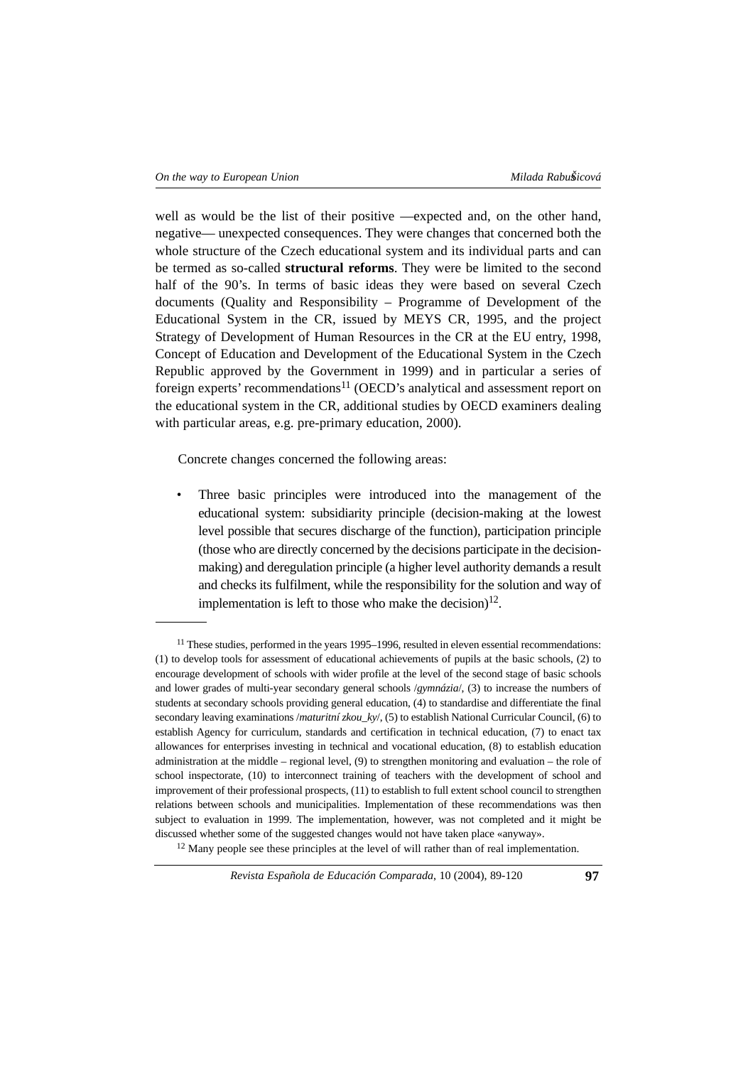well as would be the list of their positive —expected and, on the other hand, negative— unexpected consequences. They were changes that concerned both the whole structure of the Czech educational system and its individual parts and can be termed as so-called **structural reforms**. They were be limited to the second half of the 90's. In terms of basic ideas they were based on several Czech documents (Quality and Responsibility – Programme of Development of the Educational System in the CR, issued by MEYS CR, 1995, and the project Strategy of Development of Human Resources in the CR at the EU entry, 1998, Concept of Education and Development of the Educational System in the Czech Republic approved by the Government in 1999) and in particular a series of foreign experts' recommendations[11] (OECD's analytical and assessment report on the educational system in the CR, additional studies by OECD examiners dealing with particular areas, e.g. pre-primary education, 2000).

Concrete changes concerned the following areas:

- Three basic principles were introduced into the management of the educational system: subsidiarity principle (decision-making at the lowest level possible that secures discharge of the function), participation principle (those who are directly concerned by the decisions participate in the decision-making) and deregulation principle (a higher level authority demands a result and checks its fulfilment, while the responsibility for the solution and way of implementation is left to those who make the decision)[12].

---

[11] These studies, performed in the years 1995–1996, resulted in eleven essential recommendations: (1) to develop tools for assessment of educational achievements of pupils at the basic schools, (2) to encourage development of schools with wider profile at the level of the second stage of basic schools and lower grades of multi-year secondary general schools /*gymnázia*/, (3) to increase the numbers of students at secondary schools providing general education, (4) to standardise and differentiate the final secondary leaving examinations /*maturitní zkou_ky*/, (5) to establish National Curricular Council, (6) to establish Agency for curriculum, standards and certification in technical education, (7) to enact tax allowances for enterprises investing in technical and vocational education, (8) to establish education administration at the middle – regional level, (9) to strengthen monitoring and evaluation – the role of school inspectorate, (10) to interconnect training of teachers with the development of school and improvement of their professional prospects, (11) to establish to full extent school council to strengthen relations between schools and municipalities. Implementation of these recommendations was then subject to evaluation in 1999. The implementation, however, was not completed and it might be discussed whether some of the suggested changes would not have taken place «anyway».

[12] Many people see these principles at the level of will rather than of real implementation.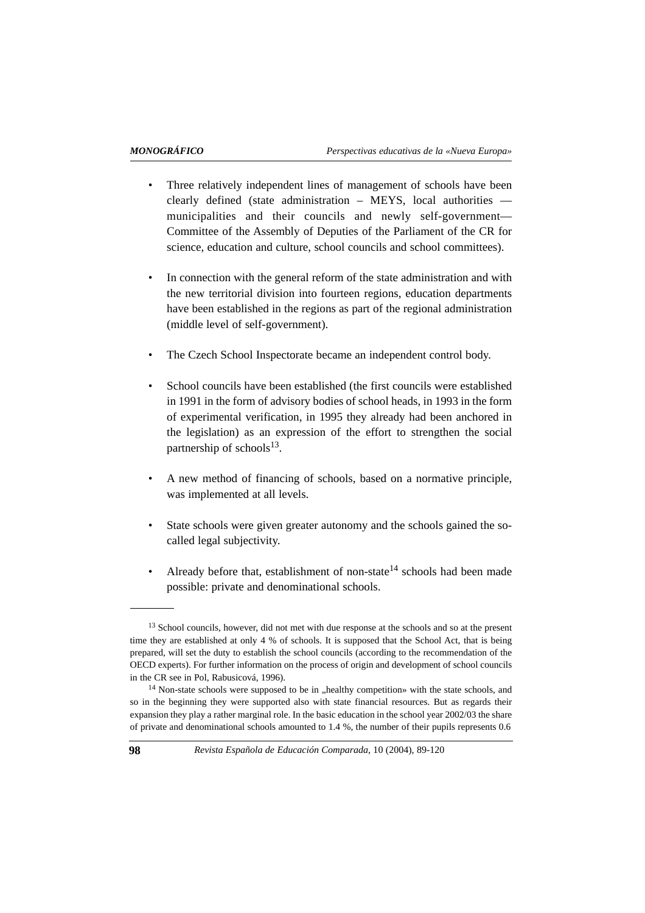- Three relatively independent lines of management of schools have been clearly defined (state administration – MEYS, local authorities — municipalities and their councils and newly self-government— Committee of the Assembly of Deputies of the Parliament of the CR for science, education and culture, school councils and school committees).

- In connection with the general reform of the state administration and with the new territorial division into fourteen regions, education departments have been established in the regions as part of the regional administration (middle level of self-government).

- The Czech School Inspectorate became an independent control body.

- School councils have been established (the first councils were established in 1991 in the form of advisory bodies of school heads, in 1993 in the form of experimental verification, in 1995 they already had been anchored in the legislation) as an expression of the effort to strengthen the social partnership of schools[13].

- A new method of financing of schools, based on a normative principle, was implemented at all levels.

- State schools were given greater autonomy and the schools gained the so-called legal subjectivity.

- Already before that, establishment of non-state[14] schools had been made possible: private and denominational schools.

---

[13] School councils, however, did not met with due response at the schools and so at the present time they are established at only 4 % of schools. It is supposed that the School Act, that is being prepared, will set the duty to establish the school councils (according to the recommendation of the OECD experts). For further information on the process of origin and development of school councils in the CR see in Pol, Rabusicová, 1996).

[14] Non-state schools were supposed to be in „healthy competition» with the state schools, and so in the beginning they were supported also with state financial resources. But as regards their expansion they play a rather marginal role. In the basic education in the school year 2002/03 the share of private and denominational schools amounted to 1.4 %, the number of their pupils represents 0.6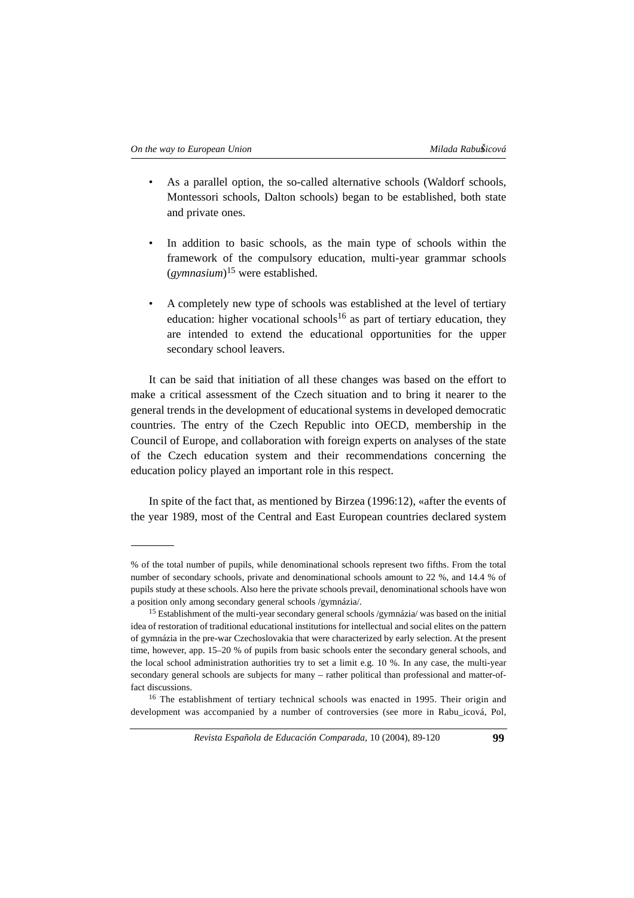- As a parallel option, the so-called alternative schools (Waldorf schools, Montessori schools, Dalton schools) began to be established, both state and private ones.

- In addition to basic schools, as the main type of schools within the framework of the compulsory education, multi-year grammar schools (*gymnasium*)[15] were established.

- A completely new type of schools was established at the level of tertiary education: higher vocational schools[16] as part of tertiary education, they are intended to extend the educational opportunities for the upper secondary school leavers.

It can be said that initiation of all these changes was based on the effort to make a critical assessment of the Czech situation and to bring it nearer to the general trends in the development of educational systems in developed democratic countries. The entry of the Czech Republic into OECD, membership in the Council of Europe, and collaboration with foreign experts on analyses of the state of the Czech education system and their recommendations concerning the education policy played an important role in this respect.

In spite of the fact that, as mentioned by Birzea (1996:12), «after the events of the year 1989, most of the Central and East European countries declared system

---

% of the total number of pupils, while denominational schools represent two fifths. From the total number of secondary schools, private and denominational schools amount to 22 %, and 14.4 % of pupils study at these schools. Also here the private schools prevail, denominational schools have won a position only among secondary general schools /gymnázia/.

[15] Establishment of the multi-year secondary general schools /gymnázia/ was based on the initial idea of restoration of traditional educational institutions for intellectual and social elites on the pattern of gymnázia in the pre-war Czechoslovakia that were characterized by early selection. At the present time, however, app. 15–20 % of pupils from basic schools enter the secondary general schools, and the local school administration authorities try to set a limit e.g. 10 %. In any case, the multi-year secondary general schools are subjects for many – rather political than professional and matter-of-fact discussions.

[16] The establishment of tertiary technical schools was enacted in 1995. Their origin and development was accompanied by a number of controversies (see more in Rabu_icová, Pol,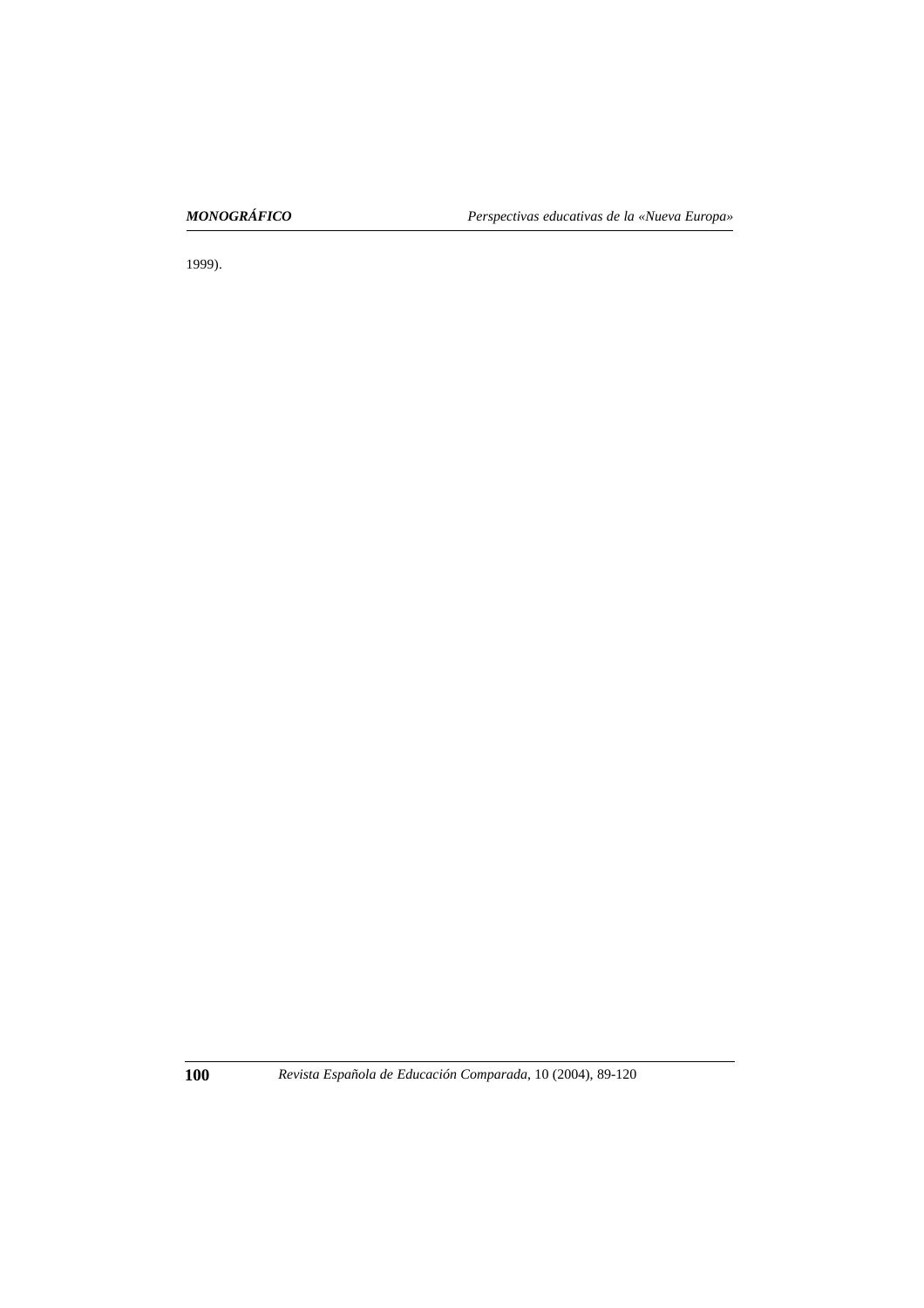1999).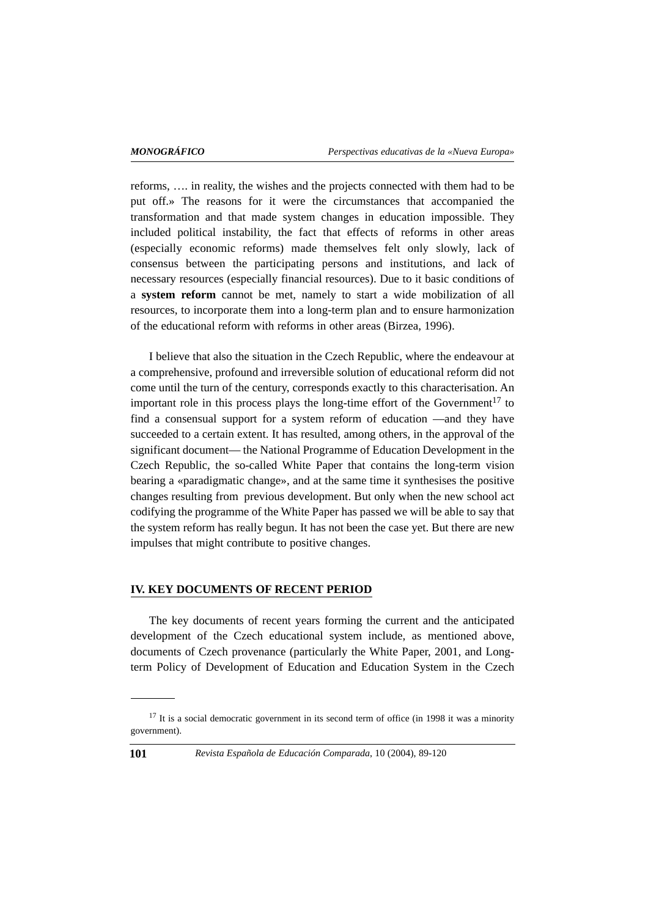reforms, …. in reality, the wishes and the projects connected with them had to be put off.» The reasons for it were the circumstances that accompanied the transformation and that made system changes in education impossible. They included political instability, the fact that effects of reforms in other areas (especially economic reforms) made themselves felt only slowly, lack of consensus between the participating persons and institutions, and lack of necessary resources (especially financial resources). Due to it basic conditions of a **system reform** cannot be met, namely to start a wide mobilization of all resources, to incorporate them into a long-term plan and to ensure harmonization of the educational reform with reforms in other areas (Birzea, 1996).

I believe that also the situation in the Czech Republic, where the endeavour at a comprehensive, profound and irreversible solution of educational reform did not come until the turn of the century, corresponds exactly to this characterisation. An important role in this process plays the long-time effort of the Government[17] to find a consensual support for a system reform of education —and they have succeeded to a certain extent. It has resulted, among others, in the approval of the significant document— the National Programme of Education Development in the Czech Republic, the so-called White Paper that contains the long-term vision bearing a «paradigmatic change», and at the same time it synthesises the positive changes resulting from previous development. But only when the new school act codifying the programme of the White Paper has passed we will be able to say that the system reform has really begun. It has not been the case yet. But there are new impulses that might contribute to positive changes.

## IV. KEY DOCUMENTS OF RECENT PERIOD

The key documents of recent years forming the current and the anticipated development of the Czech educational system include, as mentioned above, documents of Czech provenance (particularly the White Paper, 2001, and Long-term Policy of Development of Education and Education System in the Czech

---

[17] It is a social democratic government in its second term of office (in 1998 it was a minority government).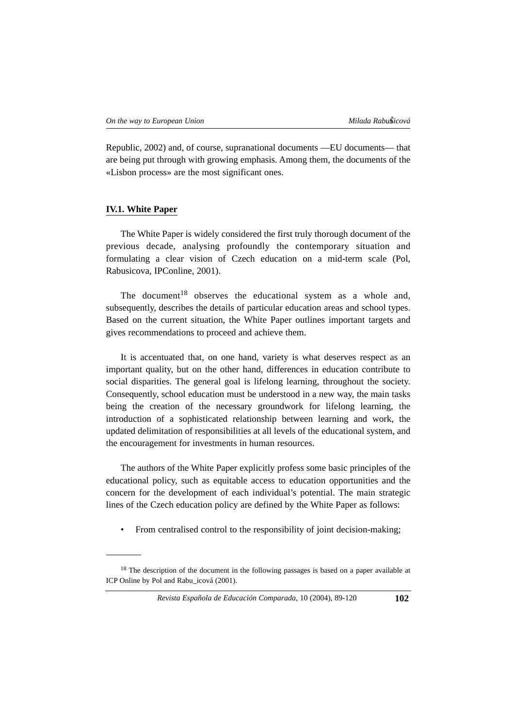Republic, 2002) and, of course, supranational documents —EU documents— that are being put through with growing emphasis. Among them, the documents of the «Lisbon process» are the most significant ones.

### IV.1. White Paper

The White Paper is widely considered the first truly thorough document of the previous decade, analysing profoundly the contemporary situation and formulating a clear vision of Czech education on a mid-term scale (Pol, Rabusicova, IPConline, 2001).

The document[18] observes the educational system as a whole and, subsequently, describes the details of particular education areas and school types. Based on the current situation, the White Paper outlines important targets and gives recommendations to proceed and achieve them.

It is accentuated that, on one hand, variety is what deserves respect as an important quality, but on the other hand, differences in education contribute to social disparities. The general goal is lifelong learning, throughout the society. Consequently, school education must be understood in a new way, the main tasks being the creation of the necessary groundwork for lifelong learning, the introduction of a sophisticated relationship between learning and work, the updated delimitation of responsibilities at all levels of the educational system, and the encouragement for investments in human resources.

The authors of the White Paper explicitly profess some basic principles of the educational policy, such as equitable access to education opportunities and the concern for the development of each individual's potential. The main strategic lines of the Czech education policy are defined by the White Paper as follows:

- From centralised control to the responsibility of joint decision-making;

---

[18] The description of the document in the following passages is based on a paper available at ICP Online by Pol and Rabu_icová (2001).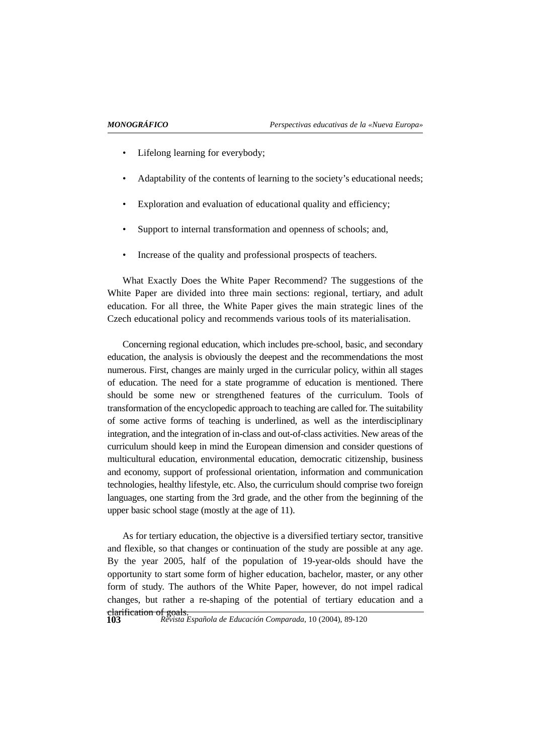- Lifelong learning for everybody;
- Adaptability of the contents of learning to the society's educational needs;
- Exploration and evaluation of educational quality and efficiency;
- Support to internal transformation and openness of schools; and,
- Increase of the quality and professional prospects of teachers.

What Exactly Does the White Paper Recommend? The suggestions of the White Paper are divided into three main sections: regional, tertiary, and adult education. For all three, the White Paper gives the main strategic lines of the Czech educational policy and recommends various tools of its materialisation.

Concerning regional education, which includes pre-school, basic, and secondary education, the analysis is obviously the deepest and the recommendations the most numerous. First, changes are mainly urged in the curricular policy, within all stages of education. The need for a state programme of education is mentioned. There should be some new or strengthened features of the curriculum. Tools of transformation of the encyclopedic approach to teaching are called for. The suitability of some active forms of teaching is underlined, as well as the interdisciplinary integration, and the integration of in-class and out-of-class activities. New areas of the curriculum should keep in mind the European dimension and consider questions of multicultural education, environmental education, democratic citizenship, business and economy, support of professional orientation, information and communication technologies, healthy lifestyle, etc. Also, the curriculum should comprise two foreign languages, one starting from the 3rd grade, and the other from the beginning of the upper basic school stage (mostly at the age of 11).

As for tertiary education, the objective is a diversified tertiary sector, transitive and flexible, so that changes or continuation of the study are possible at any age. By the year 2005, half of the population of 19-year-olds should have the opportunity to start some form of higher education, bachelor, master, or any other form of study. The authors of the White Paper, however, do not impel radical changes, but rather a re-shaping of the potential of tertiary education and a clarification of goals.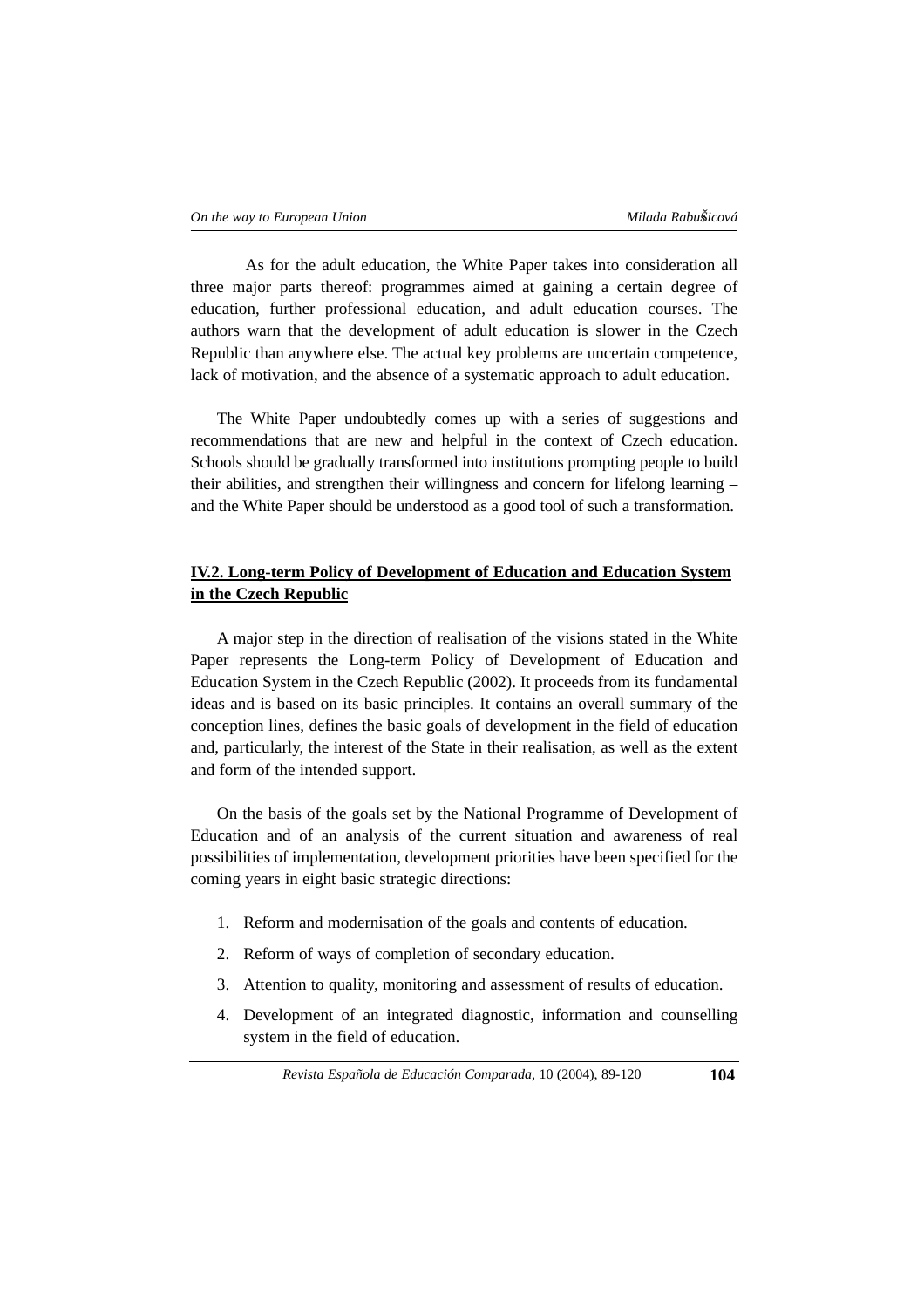As for the adult education, the White Paper takes into consideration all three major parts thereof: programmes aimed at gaining a certain degree of education, further professional education, and adult education courses. The authors warn that the development of adult education is slower in the Czech Republic than anywhere else. The actual key problems are uncertain competence, lack of motivation, and the absence of a systematic approach to adult education.

The White Paper undoubtedly comes up with a series of suggestions and recommendations that are new and helpful in the context of Czech education. Schools should be gradually transformed into institutions prompting people to build their abilities, and strengthen their willingness and concern for lifelong learning – and the White Paper should be understood as a good tool of such a transformation.

## IV.2. Long-term Policy of Development of Education and Education System in the Czech Republic

A major step in the direction of realisation of the visions stated in the White Paper represents the Long-term Policy of Development of Education and Education System in the Czech Republic (2002). It proceeds from its fundamental ideas and is based on its basic principles. It contains an overall summary of the conception lines, defines the basic goals of development in the field of education and, particularly, the interest of the State in their realisation, as well as the extent and form of the intended support.

On the basis of the goals set by the National Programme of Development of Education and of an analysis of the current situation and awareness of real possibilities of implementation, development priorities have been specified for the coming years in eight basic strategic directions:

1. Reform and modernisation of the goals and contents of education.
2. Reform of ways of completion of secondary education.
3. Attention to quality, monitoring and assessment of results of education.
4. Development of an integrated diagnostic, information and counselling system in the field of education.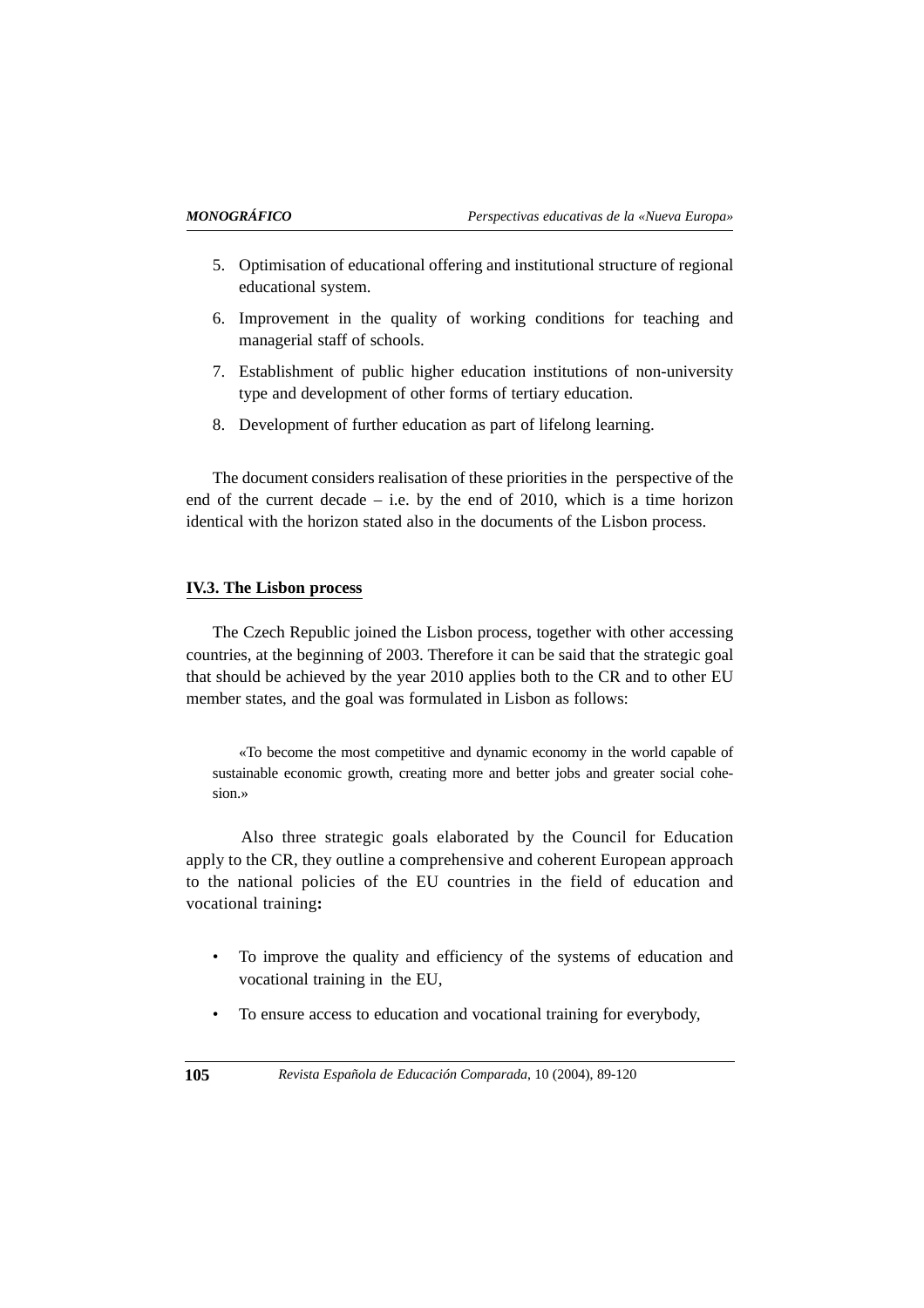5. Optimisation of educational offering and institutional structure of regional educational system.
6. Improvement in the quality of working conditions for teaching and managerial staff of schools.
7. Establishment of public higher education institutions of non-university type and development of other forms of tertiary education.
8. Development of further education as part of lifelong learning.

The document considers realisation of these priorities in the perspective of the end of the current decade – i.e. by the end of 2010, which is a time horizon identical with the horizon stated also in the documents of the Lisbon process.

### IV.3. The Lisbon process

The Czech Republic joined the Lisbon process, together with other accessing countries, at the beginning of 2003. Therefore it can be said that the strategic goal that should be achieved by the year 2010 applies both to the CR and to other EU member states, and the goal was formulated in Lisbon as follows:

> «To become the most competitive and dynamic economy in the world capable of sustainable economic growth, creating more and better jobs and greater social cohesion.»

Also three strategic goals elaborated by the Council for Education apply to the CR, they outline a comprehensive and coherent European approach to the national policies of the EU countries in the field of education and vocational training**:**

- To improve the quality and efficiency of the systems of education and vocational training in the EU,
- To ensure access to education and vocational training for everybody,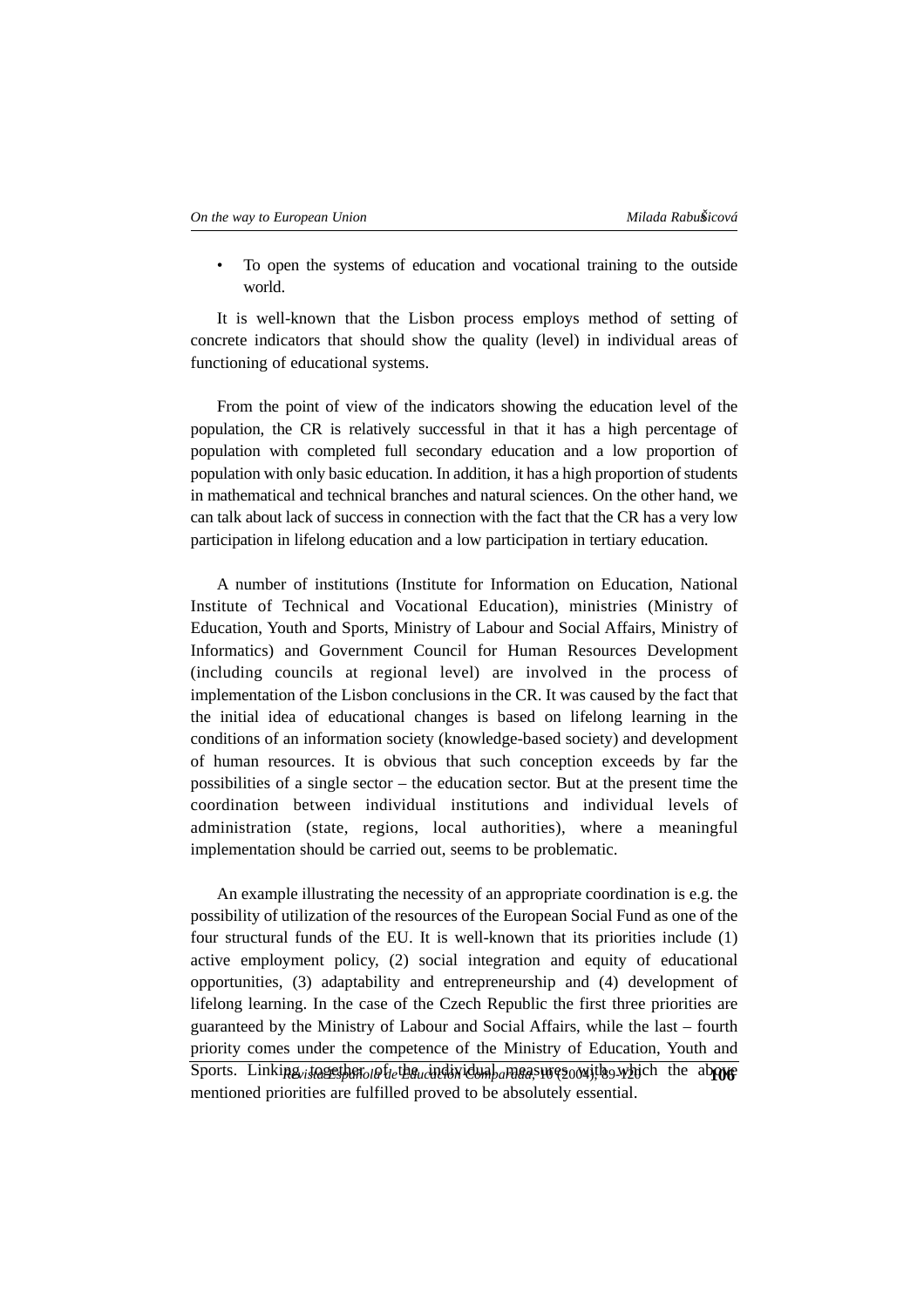- To open the systems of education and vocational training to the outside world.

It is well-known that the Lisbon process employs method of setting of concrete indicators that should show the quality (level) in individual areas of functioning of educational systems.

From the point of view of the indicators showing the education level of the population, the CR is relatively successful in that it has a high percentage of population with completed full secondary education and a low proportion of population with only basic education. In addition, it has a high proportion of students in mathematical and technical branches and natural sciences. On the other hand, we can talk about lack of success in connection with the fact that the CR has a very low participation in lifelong education and a low participation in tertiary education.

A number of institutions (Institute for Information on Education, National Institute of Technical and Vocational Education), ministries (Ministry of Education, Youth and Sports, Ministry of Labour and Social Affairs, Ministry of Informatics) and Government Council for Human Resources Development (including councils at regional level) are involved in the process of implementation of the Lisbon conclusions in the CR. It was caused by the fact that the initial idea of educational changes is based on lifelong learning in the conditions of an information society (knowledge-based society) and development of human resources. It is obvious that such conception exceeds by far the possibilities of a single sector – the education sector. But at the present time the coordination between individual institutions and individual levels of administration (state, regions, local authorities), where a meaningful implementation should be carried out, seems to be problematic.

An example illustrating the necessity of an appropriate coordination is e.g. the possibility of utilization of the resources of the European Social Fund as one of the four structural funds of the EU. It is well-known that its priorities include (1) active employment policy, (2) social integration and equity of educational opportunities, (3) adaptability and entrepreneurship and (4) development of lifelong learning. In the case of the Czech Republic the first three priorities are guaranteed by the Ministry of Labour and Social Affairs, while the last – fourth priority comes under the competence of the Ministry of Education, Youth and Sports. Linking together of the individual measures with which the above mentioned priorities are fulfilled proved to be absolutely essential.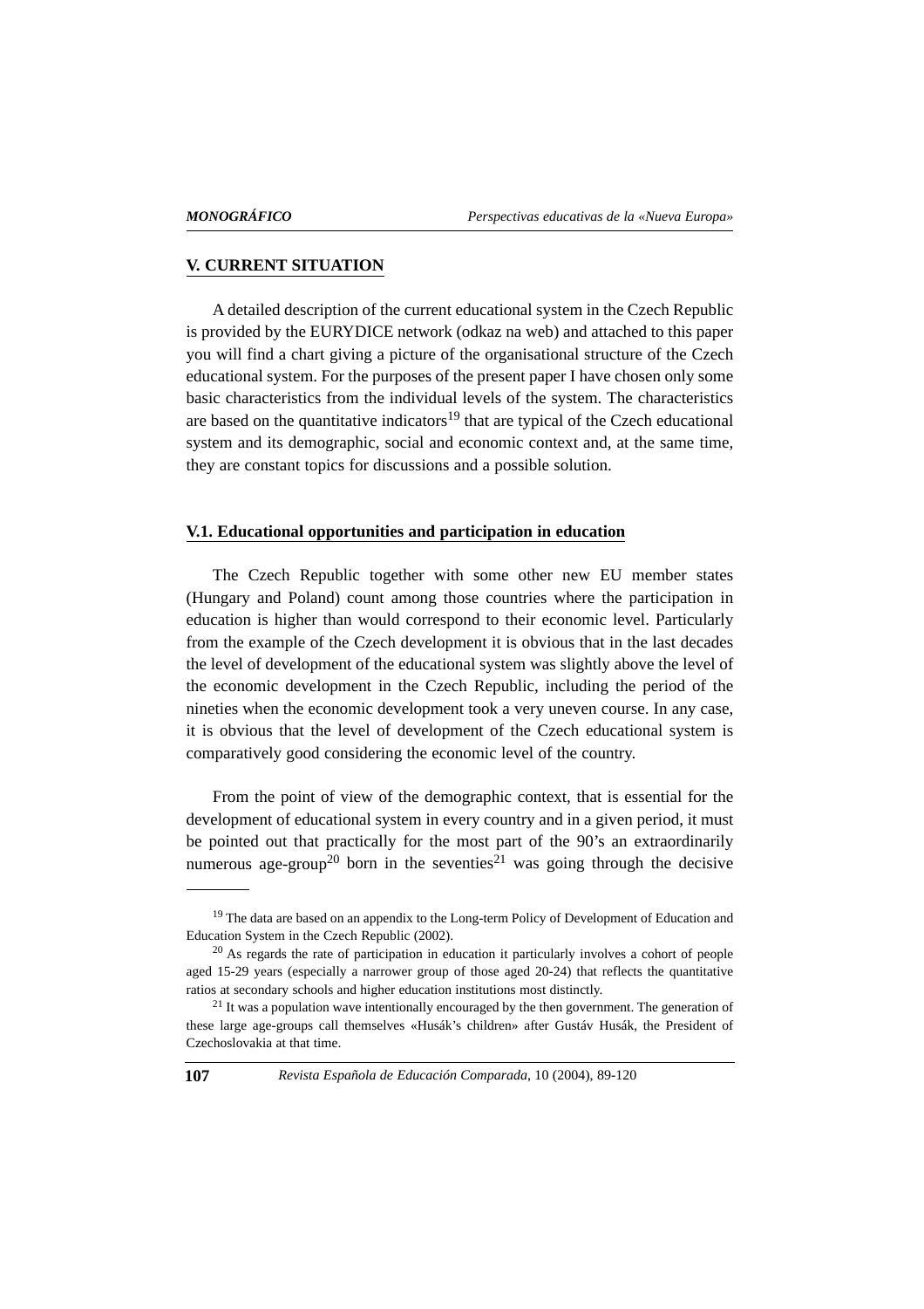## V. CURRENT SITUATION

A detailed description of the current educational system in the Czech Republic is provided by the EURYDICE network (odkaz na web) and attached to this paper you will find a chart giving a picture of the organisational structure of the Czech educational system. For the purposes of the present paper I have chosen only some basic characteristics from the individual levels of the system. The characteristics are based on the quantitative indicators[19] that are typical of the Czech educational system and its demographic, social and economic context and, at the same time, they are constant topics for discussions and a possible solution.

### V.1. Educational opportunities and participation in education

The Czech Republic together with some other new EU member states (Hungary and Poland) count among those countries where the participation in education is higher than would correspond to their economic level. Particularly from the example of the Czech development it is obvious that in the last decades the level of development of the educational system was slightly above the level of the economic development in the Czech Republic, including the period of the nineties when the economic development took a very uneven course. In any case, it is obvious that the level of development of the Czech educational system is comparatively good considering the economic level of the country.

From the point of view of the demographic context, that is essential for the development of educational system in every country and in a given period, it must be pointed out that practically for the most part of the 90's an extraordinarily numerous age-group[20] born in the seventies[21] was going through the decisive

---

[19] The data are based on an appendix to the Long-term Policy of Development of Education and Education System in the Czech Republic (2002).

[20] As regards the rate of participation in education it particularly involves a cohort of people aged 15-29 years (especially a narrower group of those aged 20-24) that reflects the quantitative ratios at secondary schools and higher education institutions most distinctly.

[21] It was a population wave intentionally encouraged by the then government. The generation of these large age-groups call themselves «Husák's children» after Gustáv Husák, the President of Czechoslovakia at that time.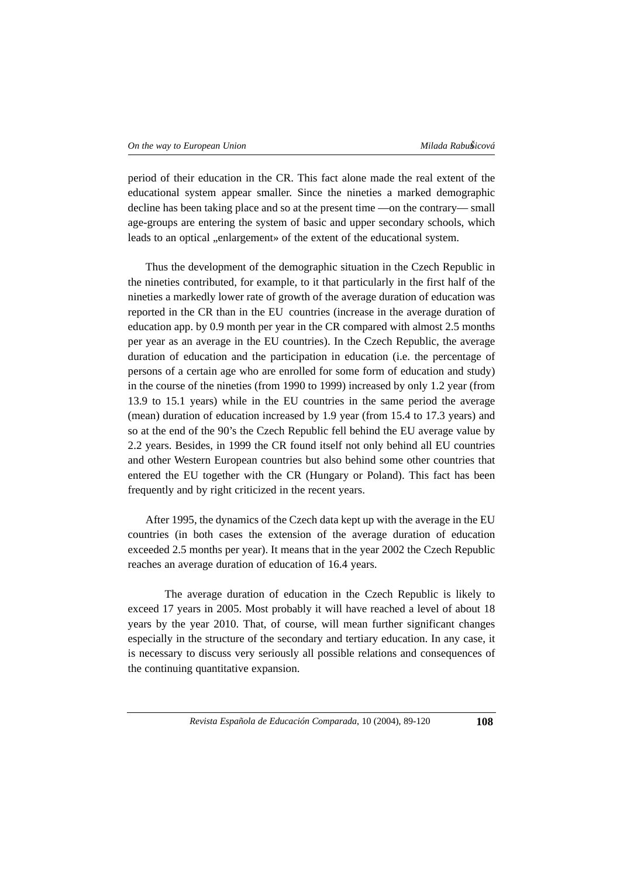period of their education in the CR. This fact alone made the real extent of the educational system appear smaller. Since the nineties a marked demographic decline has been taking place and so at the present time —on the contrary— small age-groups are entering the system of basic and upper secondary schools, which leads to an optical „enlargement» of the extent of the educational system.

Thus the development of the demographic situation in the Czech Republic in the nineties contributed, for example, to it that particularly in the first half of the nineties a markedly lower rate of growth of the average duration of education was reported in the CR than in the EU countries (increase in the average duration of education app. by 0.9 month per year in the CR compared with almost 2.5 months per year as an average in the EU countries). In the Czech Republic, the average duration of education and the participation in education (i.e. the percentage of persons of a certain age who are enrolled for some form of education and study) in the course of the nineties (from 1990 to 1999) increased by only 1.2 year (from 13.9 to 15.1 years) while in the EU countries in the same period the average (mean) duration of education increased by 1.9 year (from 15.4 to 17.3 years) and so at the end of the 90's the Czech Republic fell behind the EU average value by 2.2 years. Besides, in 1999 the CR found itself not only behind all EU countries and other Western European countries but also behind some other countries that entered the EU together with the CR (Hungary or Poland). This fact has been frequently and by right criticized in the recent years.

After 1995, the dynamics of the Czech data kept up with the average in the EU countries (in both cases the extension of the average duration of education exceeded 2.5 months per year). It means that in the year 2002 the Czech Republic reaches an average duration of education of 16.4 years.

The average duration of education in the Czech Republic is likely to exceed 17 years in 2005. Most probably it will have reached a level of about 18 years by the year 2010. That, of course, will mean further significant changes especially in the structure of the secondary and tertiary education. In any case, it is necessary to discuss very seriously all possible relations and consequences of the continuing quantitative expansion.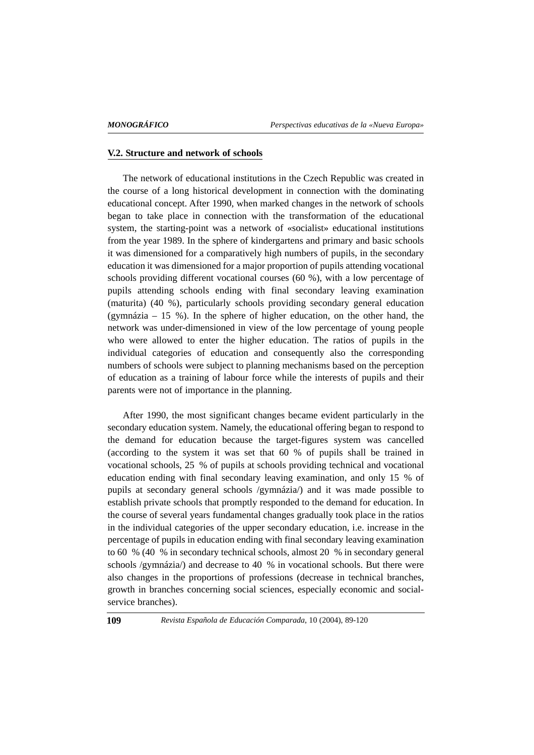### V.2. Structure and network of schools

The network of educational institutions in the Czech Republic was created in the course of a long historical development in connection with the dominating educational concept. After 1990, when marked changes in the network of schools began to take place in connection with the transformation of the educational system, the starting-point was a network of «socialist» educational institutions from the year 1989. In the sphere of kindergartens and primary and basic schools it was dimensioned for a comparatively high numbers of pupils, in the secondary education it was dimensioned for a major proportion of pupils attending vocational schools providing different vocational courses (60 %), with a low percentage of pupils attending schools ending with final secondary leaving examination (maturita) (40 %), particularly schools providing secondary general education (gymnázia – 15 %). In the sphere of higher education, on the other hand, the network was under-dimensioned in view of the low percentage of young people who were allowed to enter the higher education. The ratios of pupils in the individual categories of education and consequently also the corresponding numbers of schools were subject to planning mechanisms based on the perception of education as a training of labour force while the interests of pupils and their parents were not of importance in the planning.

After 1990, the most significant changes became evident particularly in the secondary education system. Namely, the educational offering began to respond to the demand for education because the target-figures system was cancelled (according to the system it was set that 60 % of pupils shall be trained in vocational schools, 25 % of pupils at schools providing technical and vocational education ending with final secondary leaving examination, and only 15 % of pupils at secondary general schools /gymnázia/) and it was made possible to establish private schools that promptly responded to the demand for education. In the course of several years fundamental changes gradually took place in the ratios in the individual categories of the upper secondary education, i.e. increase in the percentage of pupils in education ending with final secondary leaving examination to 60 % (40 % in secondary technical schools, almost 20 % in secondary general schools /gymnázia/) and decrease to 40 % in vocational schools. But there were also changes in the proportions of professions (decrease in technical branches, growth in branches concerning social sciences, especially economic and social-service branches).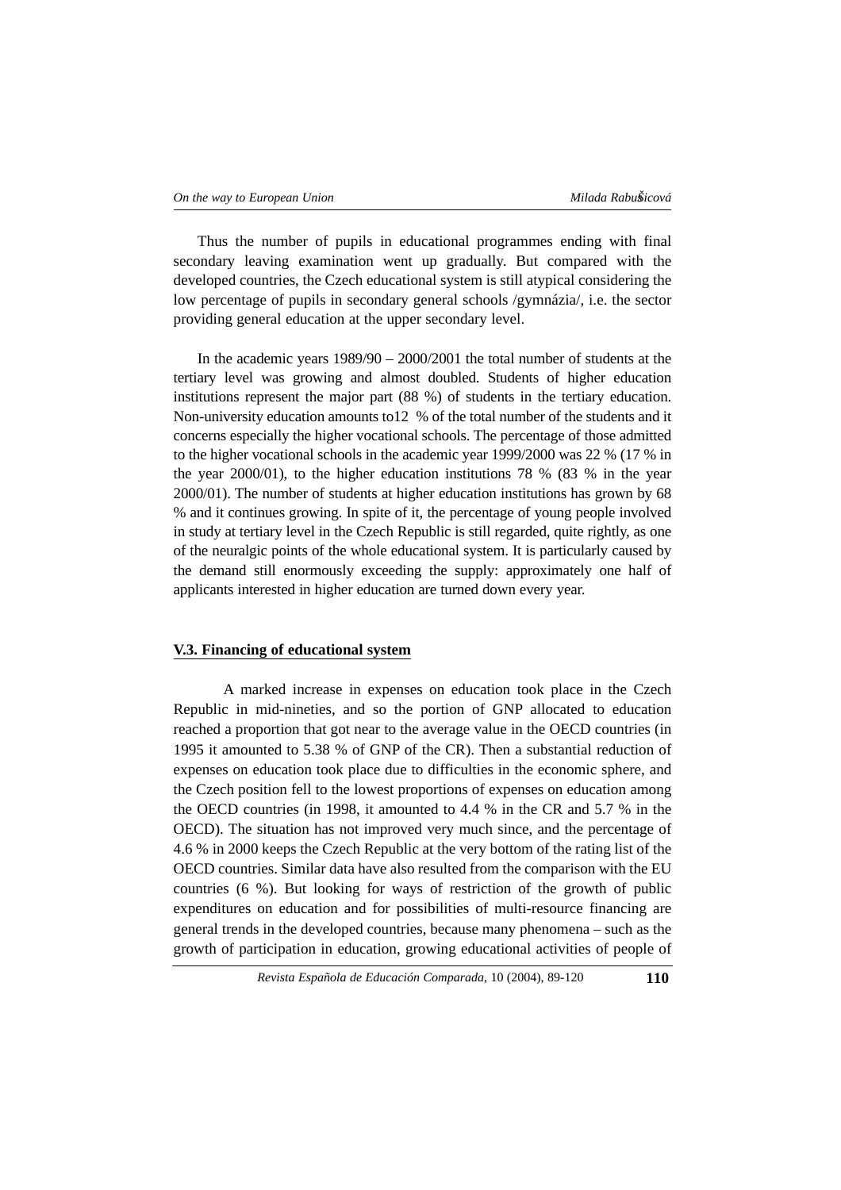Thus the number of pupils in educational programmes ending with final secondary leaving examination went up gradually. But compared with the developed countries, the Czech educational system is still atypical considering the low percentage of pupils in secondary general schools /gymnázia/, i.e. the sector providing general education at the upper secondary level.

In the academic years 1989/90 – 2000/2001 the total number of students at the tertiary level was growing and almost doubled. Students of higher education institutions represent the major part (88 %) of students in the tertiary education. Non-university education amounts to12  % of the total number of the students and it concerns especially the higher vocational schools. The percentage of those admitted to the higher vocational schools in the academic year 1999/2000 was 22 % (17 % in the year 2000/01), to the higher education institutions 78 % (83 % in the year 2000/01). The number of students at higher education institutions has grown by 68 % and it continues growing. In spite of it, the percentage of young people involved in study at tertiary level in the Czech Republic is still regarded, quite rightly, as one of the neuralgic points of the whole educational system. It is particularly caused by the demand still enormously exceeding the supply: approximately one half of applicants interested in higher education are turned down every year.

### V.3. Financing of educational system

A marked increase in expenses on education took place in the Czech Republic in mid-nineties, and so the portion of GNP allocated to education reached a proportion that got near to the average value in the OECD countries (in 1995 it amounted to 5.38 % of GNP of the CR). Then a substantial reduction of expenses on education took place due to difficulties in the economic sphere, and the Czech position fell to the lowest proportions of expenses on education among the OECD countries (in 1998, it amounted to 4.4 % in the CR and 5.7 % in the OECD). The situation has not improved very much since, and the percentage of 4.6 % in 2000 keeps the Czech Republic at the very bottom of the rating list of the OECD countries. Similar data have also resulted from the comparison with the EU countries (6 %). But looking for ways of restriction of the growth of public expenditures on education and for possibilities of multi-resource financing are general trends in the developed countries, because many phenomena – such as the growth of participation in education, growing educational activities of people of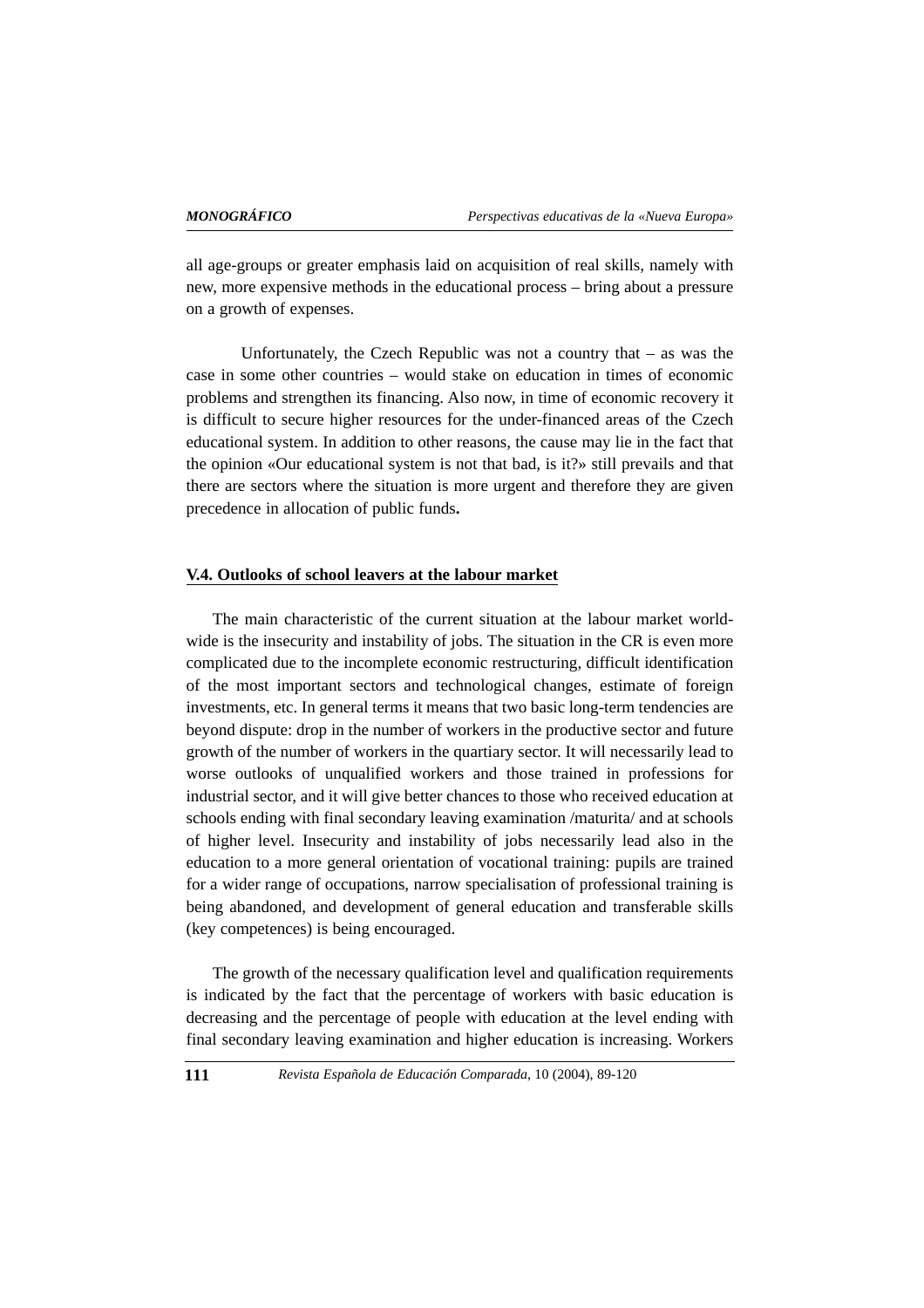all age-groups or greater emphasis laid on acquisition of real skills, namely with new, more expensive methods in the educational process – bring about a pressure on a growth of expenses.

Unfortunately, the Czech Republic was not a country that – as was the case in some other countries – would stake on education in times of economic problems and strengthen its financing. Also now, in time of economic recovery it is difficult to secure higher resources for the under-financed areas of the Czech educational system. In addition to other reasons, the cause may lie in the fact that the opinion «Our educational system is not that bad, is it?» still prevails and that there are sectors where the situation is more urgent and therefore they are given precedence in allocation of public funds**.**

## V.4. Outlooks of school leavers at the labour market

The main characteristic of the current situation at the labour market worldwide is the insecurity and instability of jobs. The situation in the CR is even more complicated due to the incomplete economic restructuring, difficult identification of the most important sectors and technological changes, estimate of foreign investments, etc. In general terms it means that two basic long-term tendencies are beyond dispute: drop in the number of workers in the productive sector and future growth of the number of workers in the quartiary sector. It will necessarily lead to worse outlooks of unqualified workers and those trained in professions for industrial sector, and it will give better chances to those who received education at schools ending with final secondary leaving examination /maturita/ and at schools of higher level. Insecurity and instability of jobs necessarily lead also in the education to a more general orientation of vocational training: pupils are trained for a wider range of occupations, narrow specialisation of professional training is being abandoned, and development of general education and transferable skills (key competences) is being encouraged.

The growth of the necessary qualification level and qualification requirements is indicated by the fact that the percentage of workers with basic education is decreasing and the percentage of people with education at the level ending with final secondary leaving examination and higher education is increasing. Workers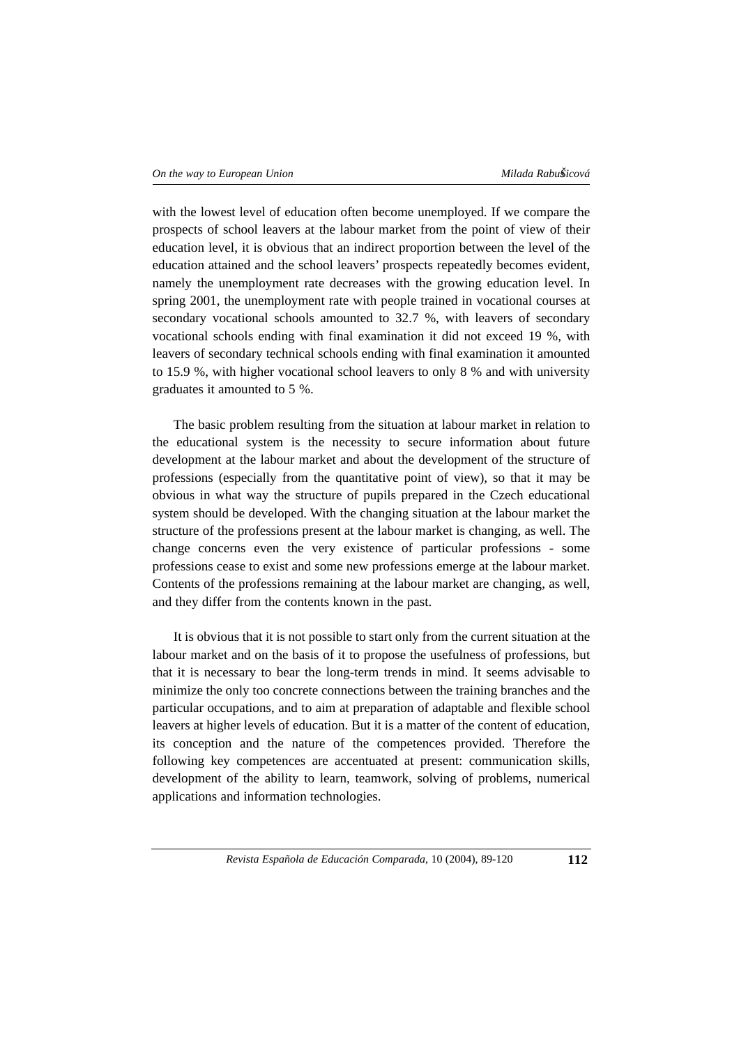with the lowest level of education often become unemployed. If we compare the prospects of school leavers at the labour market from the point of view of their education level, it is obvious that an indirect proportion between the level of the education attained and the school leavers' prospects repeatedly becomes evident, namely the unemployment rate decreases with the growing education level. In spring 2001, the unemployment rate with people trained in vocational courses at secondary vocational schools amounted to 32.7 %, with leavers of secondary vocational schools ending with final examination it did not exceed 19 %, with leavers of secondary technical schools ending with final examination it amounted to 15.9 %, with higher vocational school leavers to only 8 % and with university graduates it amounted to 5 %.

The basic problem resulting from the situation at labour market in relation to the educational system is the necessity to secure information about future development at the labour market and about the development of the structure of professions (especially from the quantitative point of view), so that it may be obvious in what way the structure of pupils prepared in the Czech educational system should be developed. With the changing situation at the labour market the structure of the professions present at the labour market is changing, as well. The change concerns even the very existence of particular professions - some professions cease to exist and some new professions emerge at the labour market. Contents of the professions remaining at the labour market are changing, as well, and they differ from the contents known in the past.

It is obvious that it is not possible to start only from the current situation at the labour market and on the basis of it to propose the usefulness of professions, but that it is necessary to bear the long-term trends in mind. It seems advisable to minimize the only too concrete connections between the training branches and the particular occupations, and to aim at preparation of adaptable and flexible school leavers at higher levels of education. But it is a matter of the content of education, its conception and the nature of the competences provided. Therefore the following key competences are accentuated at present: communication skills, development of the ability to learn, teamwork, solving of problems, numerical applications and information technologies.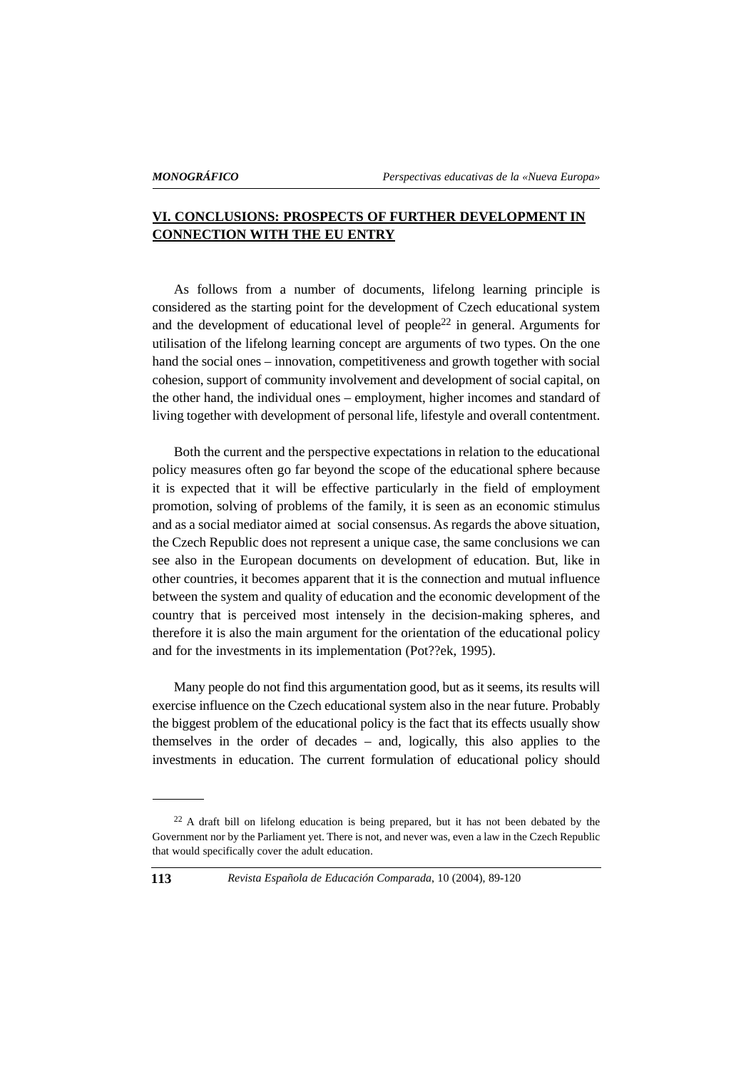## VI. CONCLUSIONS: PROSPECTS OF FURTHER DEVELOPMENT IN CONNECTION WITH THE EU ENTRY

As follows from a number of documents, lifelong learning principle is considered as the starting point for the development of Czech educational system and the development of educational level of people[22] in general. Arguments for utilisation of the lifelong learning concept are arguments of two types. On the one hand the social ones – innovation, competitiveness and growth together with social cohesion, support of community involvement and development of social capital, on the other hand, the individual ones – employment, higher incomes and standard of living together with development of personal life, lifestyle and overall contentment.

Both the current and the perspective expectations in relation to the educational policy measures often go far beyond the scope of the educational sphere because it is expected that it will be effective particularly in the field of employment promotion, solving of problems of the family, it is seen as an economic stimulus and as a social mediator aimed at social consensus. As regards the above situation, the Czech Republic does not represent a unique case, the same conclusions we can see also in the European documents on development of education. But, like in other countries, it becomes apparent that it is the connection and mutual influence between the system and quality of education and the economic development of the country that is perceived most intensely in the decision-making spheres, and therefore it is also the main argument for the orientation of the educational policy and for the investments in its implementation (Pot??ek, 1995).

Many people do not find this argumentation good, but as it seems, its results will exercise influence on the Czech educational system also in the near future. Probably the biggest problem of the educational policy is the fact that its effects usually show themselves in the order of decades – and, logically, this also applies to the investments in education. The current formulation of educational policy should

---

[22] A draft bill on lifelong education is being prepared, but it has not been debated by the Government nor by the Parliament yet. There is not, and never was, even a law in the Czech Republic that would specifically cover the adult education.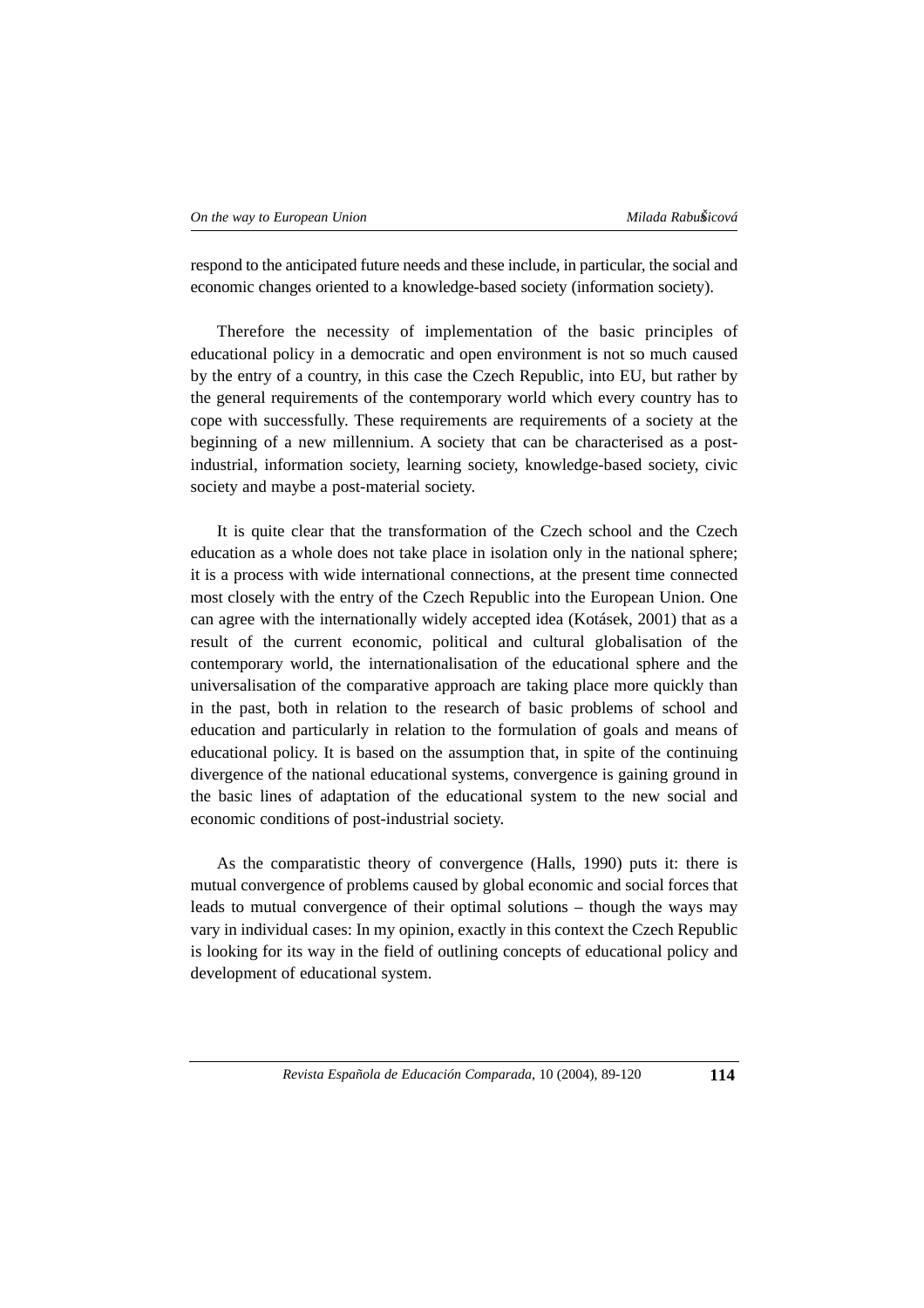respond to the anticipated future needs and these include, in particular, the social and economic changes oriented to a knowledge-based society (information society).

Therefore the necessity of implementation of the basic principles of educational policy in a democratic and open environment is not so much caused by the entry of a country, in this case the Czech Republic, into EU, but rather by the general requirements of the contemporary world which every country has to cope with successfully. These requirements are requirements of a society at the beginning of a new millennium. A society that can be characterised as a post-industrial, information society, learning society, knowledge-based society, civic society and maybe a post-material society.

It is quite clear that the transformation of the Czech school and the Czech education as a whole does not take place in isolation only in the national sphere; it is a process with wide international connections, at the present time connected most closely with the entry of the Czech Republic into the European Union. One can agree with the internationally widely accepted idea (Kotásek, 2001) that as a result of the current economic, political and cultural globalisation of the contemporary world, the internationalisation of the educational sphere and the universalisation of the comparative approach are taking place more quickly than in the past, both in relation to the research of basic problems of school and education and particularly in relation to the formulation of goals and means of educational policy. It is based on the assumption that, in spite of the continuing divergence of the national educational systems, convergence is gaining ground in the basic lines of adaptation of the educational system to the new social and economic conditions of post-industrial society.

As the comparatistic theory of convergence (Halls, 1990) puts it: there is mutual convergence of problems caused by global economic and social forces that leads to mutual convergence of their optimal solutions – though the ways may vary in individual cases: In my opinion, exactly in this context the Czech Republic is looking for its way in the field of outlining concepts of educational policy and development of educational system.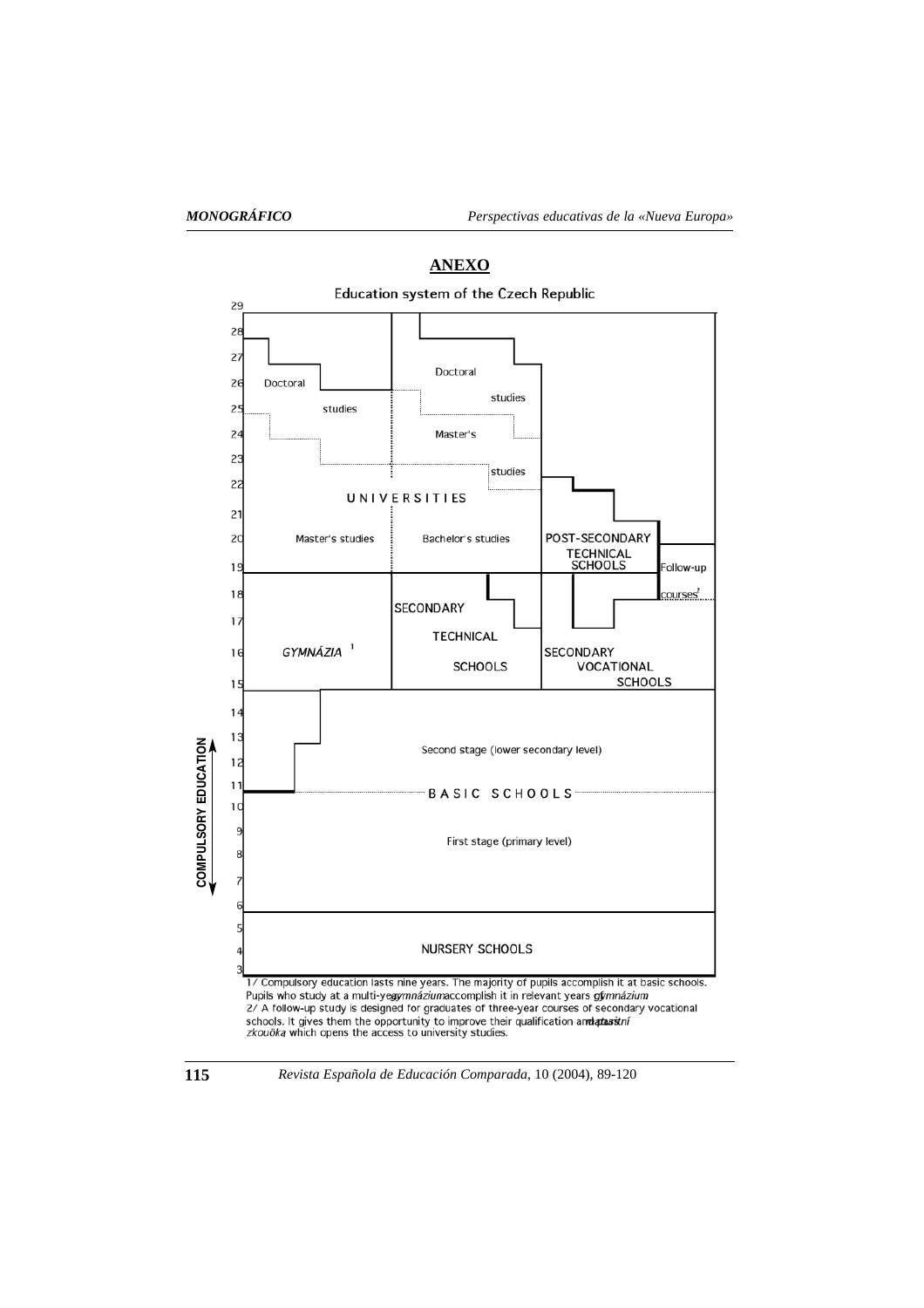## ANEXO

Education system of the Czech Republic

| Age | | | | |
|---|---|---|---|---|
| 29–19 | UNIVERSITIES: Doctoral studies; Master's studies | UNIVERSITIES: Doctoral studies; Master's studies; Bachelor's studies | POST-SECONDARY TECHNICAL SCHOOLS | Follow-up courses[2] |
| 19–15 | GYMNÁZIA[1] | SECONDARY TECHNICAL SCHOOLS | SECONDARY VOCATIONAL SCHOOLS | |
| 15–11 | BASIC SCHOOLS — Second stage (lower secondary level) | | | |
| 11–6 | BASIC SCHOOLS — First stage (primary level) | | | |
| 6–3 | NURSERY SCHOOLS | | | |

COMPULSORY EDUCATION (ages 6–15)

1/ Compulsory education lasts nine years. The majority of pupils accomplish it at basic schools. Pupils who study at a multi-year *gymnázium* accomplish it in relevant years of *gymnázium*.
2/ A follow-up study is designed for graduates of three-year courses of secondary vocational schools. It gives them the opportunity to improve their qualification and pass *maturitní zkouöka*, which opens the access to university studies.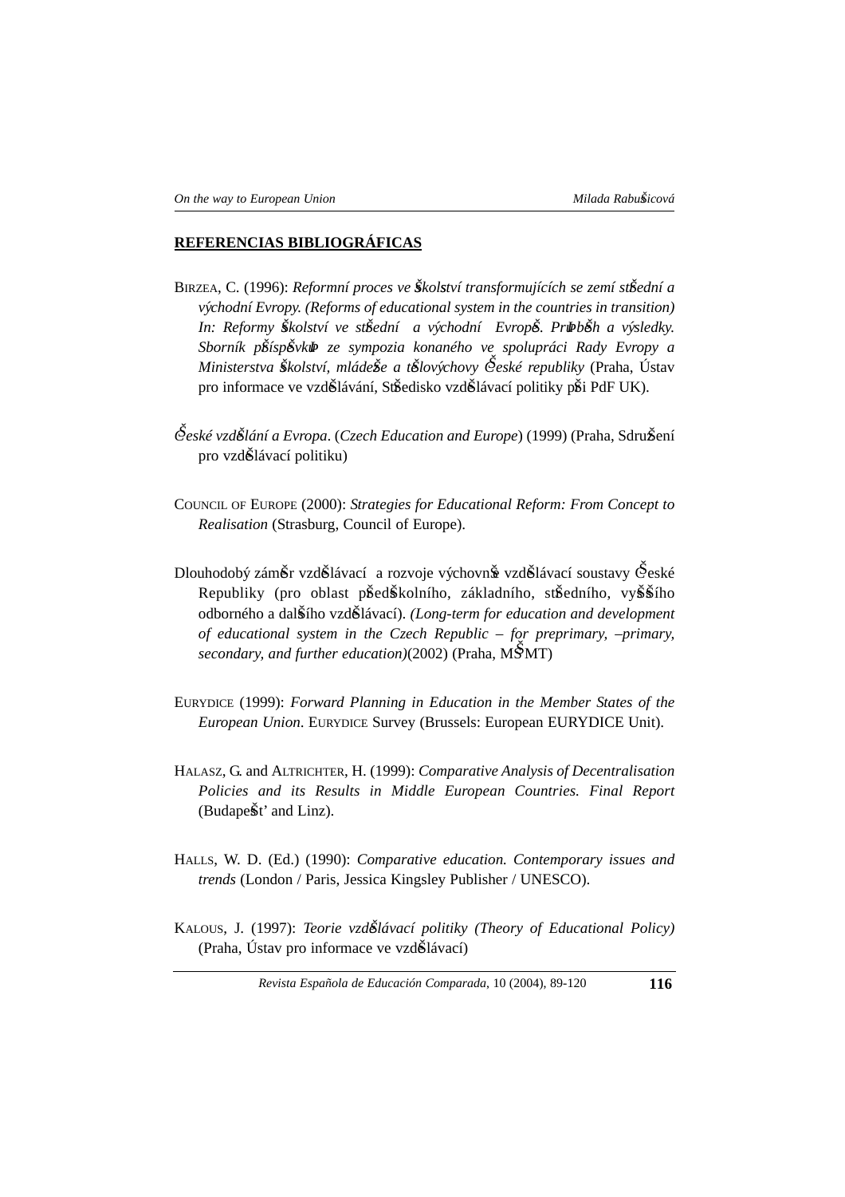## REFERENCIAS BIBLIOGRÁFICAS

BIRZEA, C. (1996): *Reformní proces ve školství transformujících se zemí střední a východní Evropy. (Reforms of educational system in the countries in transition) In: Reformy školství ve střední a východní Evropě. Průběh a výsledky. Sborník příspěvků ze sympozia konaného ve spolupráci Rady Evropy a Ministerstva školství, mládeže a tělovýchovy České republiky* (Praha, Ústav pro informace ve vzdělávání, Středisko vzdělávací politiky při PdF UK).

*České vzdělání a Evropa*. (*Czech Education and Europe*) (1999) (Praha, Sdružení pro vzdělávací politiku)

COUNCIL OF EUROPE (2000): *Strategies for Educational Reform: From Concept to Realisation* (Strasburg, Council of Europe).

Dlouhodobý záměr vzdělávací a rozvoje výchovně vzdělávací soustavy České Republiky (pro oblast předškolního, základního, středního, vyššího odborného a dalšího vzdělávací). *(Long-term for education and development of educational system in the Czech Republic – for preprimary, –primary, secondary, and further education)*(2002) (Praha, MŠMT)

EURYDICE (1999): *Forward Planning in Education in the Member States of the European Union*. EURYDICE Survey (Brussels: European EURYDICE Unit).

HALASZ, G. and ALTRICHTER, H. (1999): *Comparative Analysis of Decentralisation Policies and its Results in Middle European Countries. Final Report* (Budapešt' and Linz).

HALLS, W. D. (Ed.) (1990): *Comparative education. Contemporary issues and trends* (London / Paris, Jessica Kingsley Publisher / UNESCO).

KALOUS, J. (1997): *Teorie vzdělávací politiky (Theory of Educational Policy)* (Praha, Ústav pro informace ve vzdělávací)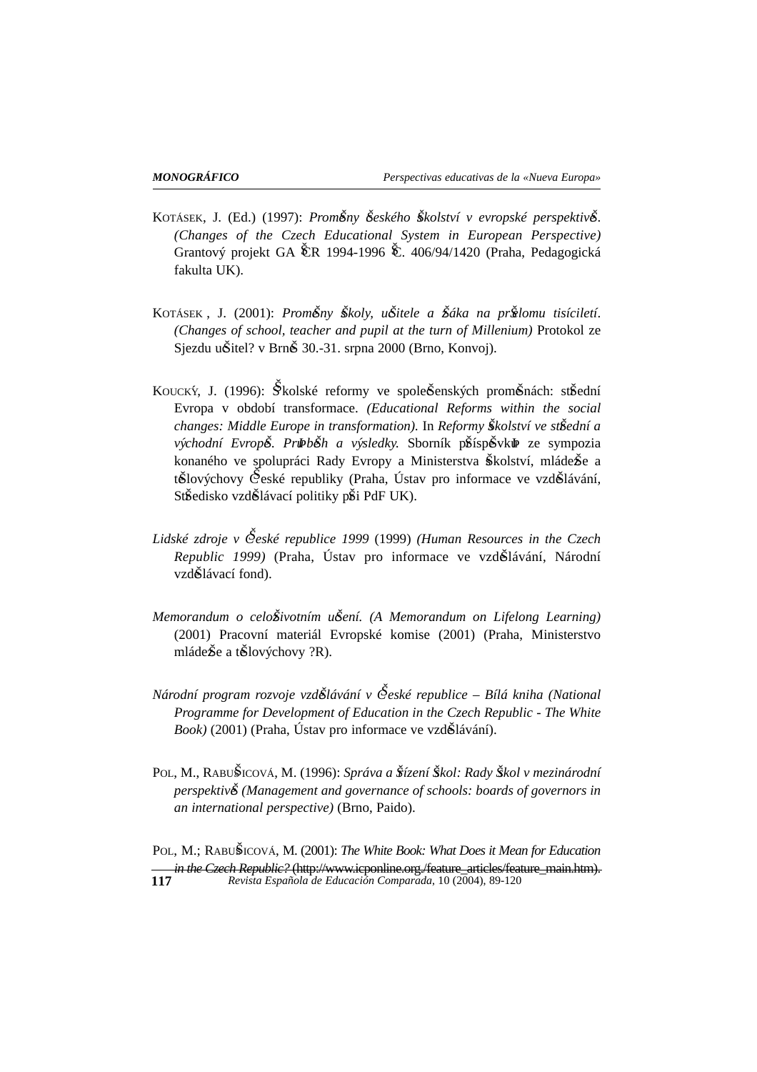KOTÁSEK, J. (Ed.) (1997): *Proměny českého školství v evropské perspektivě. (Changes of the Czech Educational System in European Perspective)* Grantový projekt GA ČR 1994-1996 č. 406/94/1420 (Praha, Pedagogická fakulta UK).

KOTÁSEK , J. (2001): *Proměny školy, učitele a žáka na přelomu tisíciletí. (Changes of school, teacher and pupil at the turn of Millenium)* Protokol ze Sjezdu učitel? v Brně 30.-31. srpna 2000 (Brno, Konvoj).

KOUCKÝ, J. (1996): Školské reformy ve společenských proměnách: střední Evropa v období transformace. *(Educational Reforms within the social changes: Middle Europe in transformation).* In *Reformy školství ve střední a východní Evropě. Průběh a výsledky.* Sborník příspěvků ze sympozia konaného ve spolupráci Rady Evropy a Ministerstva školství, mládeže a tělovýchovy České republiky (Praha, Ústav pro informace ve vzdělávání, Středisko vzdělávací politiky při PdF UK).

*Lidské zdroje v České republice 1999* (1999) *(Human Resources in the Czech Republic 1999)* (Praha, Ústav pro informace ve vzdělávání, Národní vzdělávací fond).

*Memorandum o celoživotním učení. (A Memorandum on Lifelong Learning)* (2001) Pracovní materiál Evropské komise (2001) (Praha, Ministerstvo mládeže a tělovýchovy ?R).

*Národní program rozvoje vzdělávání v České republice – Bílá kniha (National Programme for Development of Education in the Czech Republic - The White Book)* (2001) (Praha, Ústav pro informace ve vzdělávání).

POL, M., RABUŠICOVÁ, M. (1996): *Správa a řízení škol: Rady škol v mezinárodní perspektivě (Management and governance of schools: boards of governors in an international perspective)* (Brno, Paido).

POL, M.; RABUŠICOVÁ, M. (2001): *The White Book: What Does it Mean for Education in the Czech Republic?* (http://www.icponline.org./feature_articles/feature_main.htm).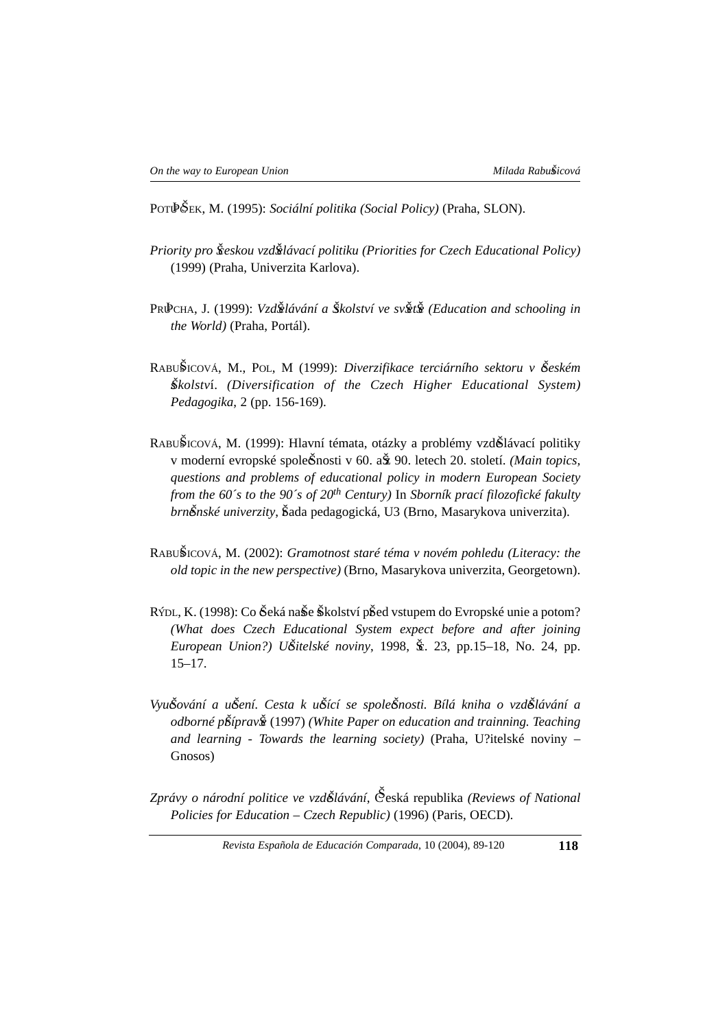POTUČEK, M. (1995): *Sociální politika (Social Policy)* (Praha, SLON).

*Priority pro českou vzdělávací politiku (Priorities for Czech Educational Policy)* (1999) (Praha, Univerzita Karlova).

PRŮCHA, J. (1999): *Vzdělávání a školství ve světě (Education and schooling in the World)* (Praha, Portál).

RABUŠICOVÁ, M., POL, M (1999): *Diverzifikace terciárního sektoru v českém školství. (Diversification of the Czech Higher Educational System) Pedagogika*, 2 (pp. 156-169).

RABUŠICOVÁ, M. (1999): Hlavní témata, otázky a problémy vzdělávací politiky v moderní evropské společnosti v 60. až 90. letech 20. století. *(Main topics, questions and problems of educational policy in modern European Society from the 60´s to the 90´s of 20th Century)* In *Sborník prací filozofické fakulty brněnské univerzity*, řada pedagogická, U3 (Brno, Masarykova univerzita).

RABUŠICOVÁ, M. (2002): *Gramotnost staré téma v novém pohledu (Literacy: the old topic in the new perspective)* (Brno, Masarykova univerzita, Georgetown).

RÝDL, K. (1998): Co čeká naše školství před vstupem do Evropské unie a potom? *(What does Czech Educational System expect before and after joining European Union?) Učitelské noviny*, 1998, č. 23, pp.15–18, No. 24, pp. 15–17.

*Vyučování a učení. Cesta k učící se společnosti. Bílá kniha o vzdělávání a odborné přípravě* (1997) *(White Paper on education and trainning. Teaching and learning - Towards the learning society)* (Praha, U?itelské noviny – Gnosos)

*Zprávy o národní politice ve vzdělávání*, Česká republika *(Reviews of National Policies for Education – Czech Republic)* (1996) (Paris, OECD).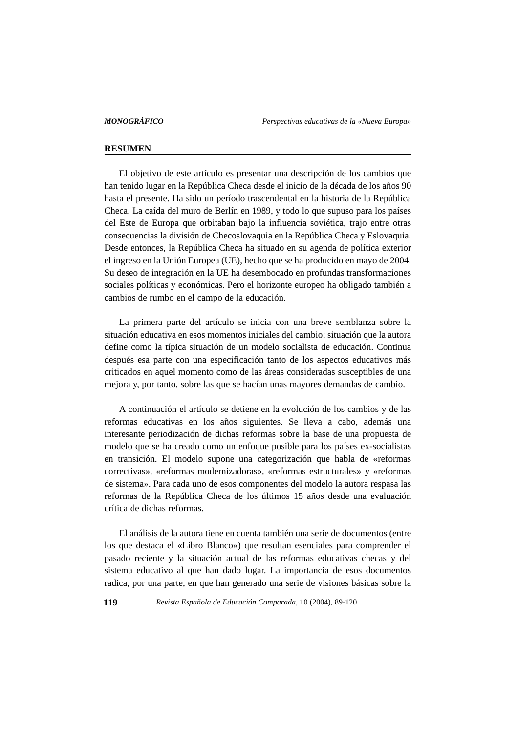## RESUMEN

El objetivo de este artículo es presentar una descripción de los cambios que han tenido lugar en la República Checa desde el inicio de la década de los años 90 hasta el presente. Ha sido un período trascendental en la historia de la República Checa. La caída del muro de Berlín en 1989, y todo lo que supuso para los países del Este de Europa que orbitaban bajo la influencia soviética, trajo entre otras consecuencias la división de Checoslovaquia en la República Checa y Eslovaquia. Desde entonces, la República Checa ha situado en su agenda de política exterior el ingreso en la Unión Europea (UE), hecho que se ha producido en mayo de 2004. Su deseo de integración en la UE ha desembocado en profundas transformaciones sociales políticas y económicas. Pero el horizonte europeo ha obligado también a cambios de rumbo en el campo de la educación.

La primera parte del artículo se inicia con una breve semblanza sobre la situación educativa en esos momentos iniciales del cambio; situación que la autora define como la típica situación de un modelo socialista de educación. Continua después esa parte con una especificación tanto de los aspectos educativos más criticados en aquel momento como de las áreas consideradas susceptibles de una mejora y, por tanto, sobre las que se hacían unas mayores demandas de cambio.

A continuación el artículo se detiene en la evolución de los cambios y de las reformas educativas en los años siguientes. Se lleva a cabo, además una interesante periodización de dichas reformas sobre la base de una propuesta de modelo que se ha creado como un enfoque posible para los países ex-socialistas en transición. El modelo supone una categorización que habla de «reformas correctivas», «reformas modernizadoras», «reformas estructurales» y «reformas de sistema». Para cada uno de esos componentes del modelo la autora respasa las reformas de la República Checa de los últimos 15 años desde una evaluación crítica de dichas reformas.

El análisis de la autora tiene en cuenta también una serie de documentos (entre los que destaca el «Libro Blanco») que resultan esenciales para comprender el pasado reciente y la situación actual de las reformas educativas checas y del sistema educativo al que han dado lugar. La importancia de esos documentos radica, por una parte, en que han generado una serie de visiones básicas sobre la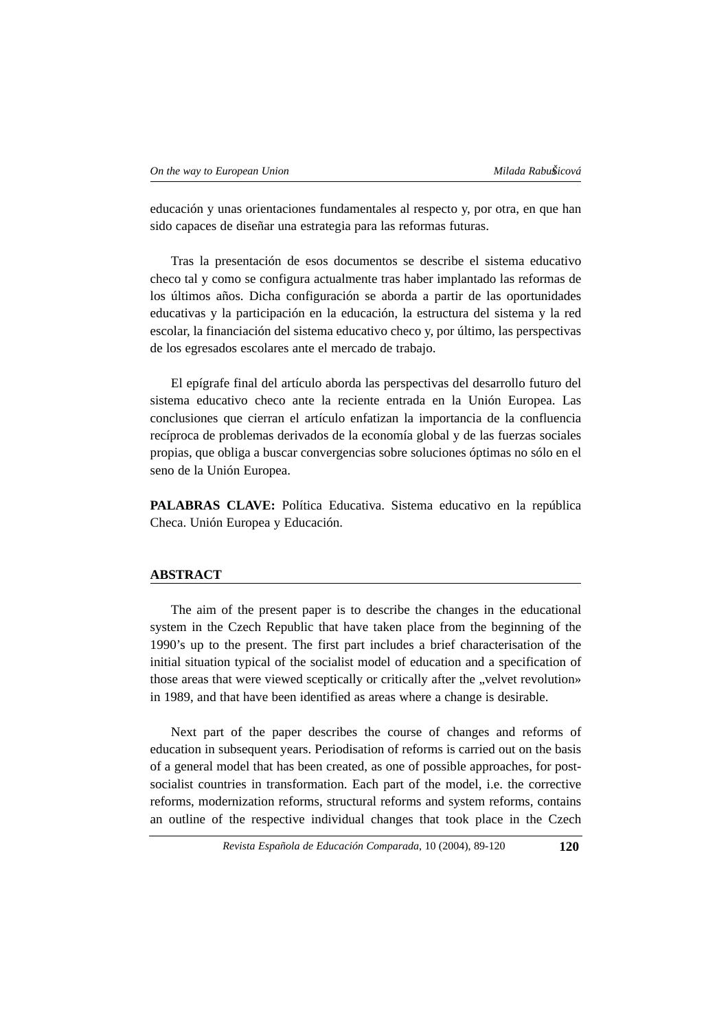educación y unas orientaciones fundamentales al respecto y, por otra, en que han sido capaces de diseñar una estrategia para las reformas futuras.

Tras la presentación de esos documentos se describe el sistema educativo checo tal y como se configura actualmente tras haber implantado las reformas de los últimos años. Dicha configuración se aborda a partir de las oportunidades educativas y la participación en la educación, la estructura del sistema y la red escolar, la financiación del sistema educativo checo y, por último, las perspectivas de los egresados escolares ante el mercado de trabajo.

El epígrafe final del artículo aborda las perspectivas del desarrollo futuro del sistema educativo checo ante la reciente entrada en la Unión Europea. Las conclusiones que cierran el artículo enfatizan la importancia de la confluencia recíproca de problemas derivados de la economía global y de las fuerzas sociales propias, que obliga a buscar convergencias sobre soluciones óptimas no sólo en el seno de la Unión Europea.

**PALABRAS CLAVE:** Política Educativa. Sistema educativo en la república Checa. Unión Europea y Educación.

## ABSTRACT

The aim of the present paper is to describe the changes in the educational system in the Czech Republic that have taken place from the beginning of the 1990's up to the present. The first part includes a brief characterisation of the initial situation typical of the socialist model of education and a specification of those areas that were viewed sceptically or critically after the „velvet revolution» in 1989, and that have been identified as areas where a change is desirable.

Next part of the paper describes the course of changes and reforms of education in subsequent years. Periodisation of reforms is carried out on the basis of a general model that has been created, as one of possible approaches, for post-socialist countries in transformation. Each part of the model, i.e. the corrective reforms, modernization reforms, structural reforms and system reforms, contains an outline of the respective individual changes that took place in the Czech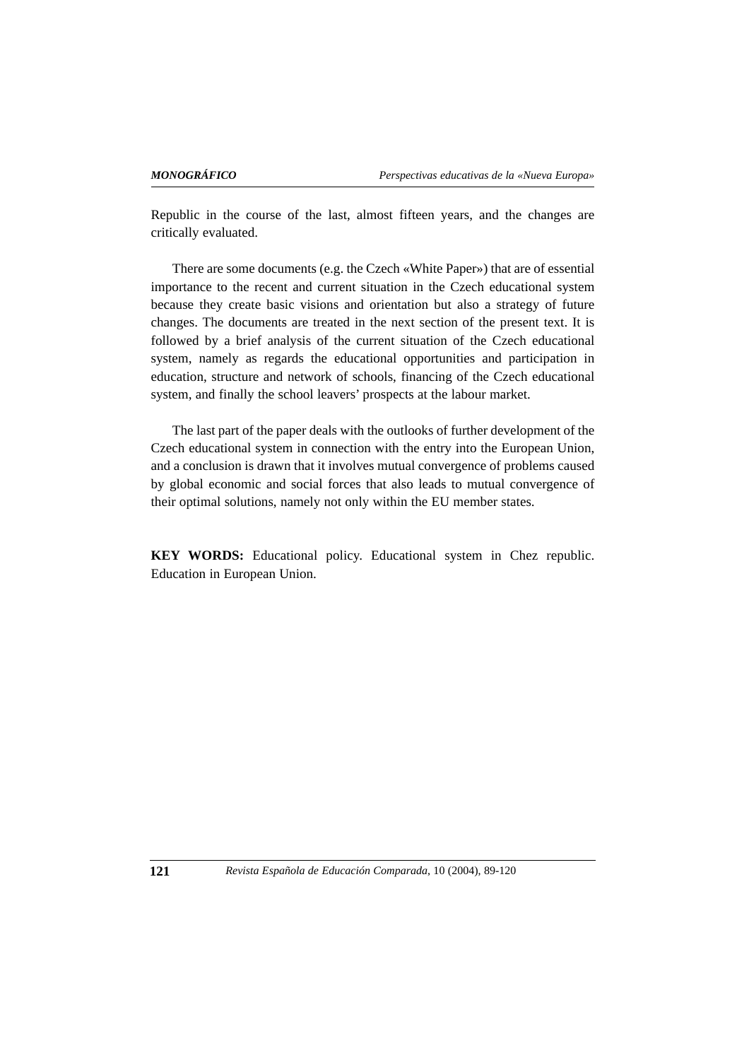Republic in the course of the last, almost fifteen years, and the changes are critically evaluated.

There are some documents (e.g. the Czech «White Paper») that are of essential importance to the recent and current situation in the Czech educational system because they create basic visions and orientation but also a strategy of future changes. The documents are treated in the next section of the present text. It is followed by a brief analysis of the current situation of the Czech educational system, namely as regards the educational opportunities and participation in education, structure and network of schools, financing of the Czech educational system, and finally the school leavers' prospects at the labour market.

The last part of the paper deals with the outlooks of further development of the Czech educational system in connection with the entry into the European Union, and a conclusion is drawn that it involves mutual convergence of problems caused by global economic and social forces that also leads to mutual convergence of their optimal solutions, namely not only within the EU member states.

**KEY WORDS:** Educational policy. Educational system in Chez republic. Education in European Union.